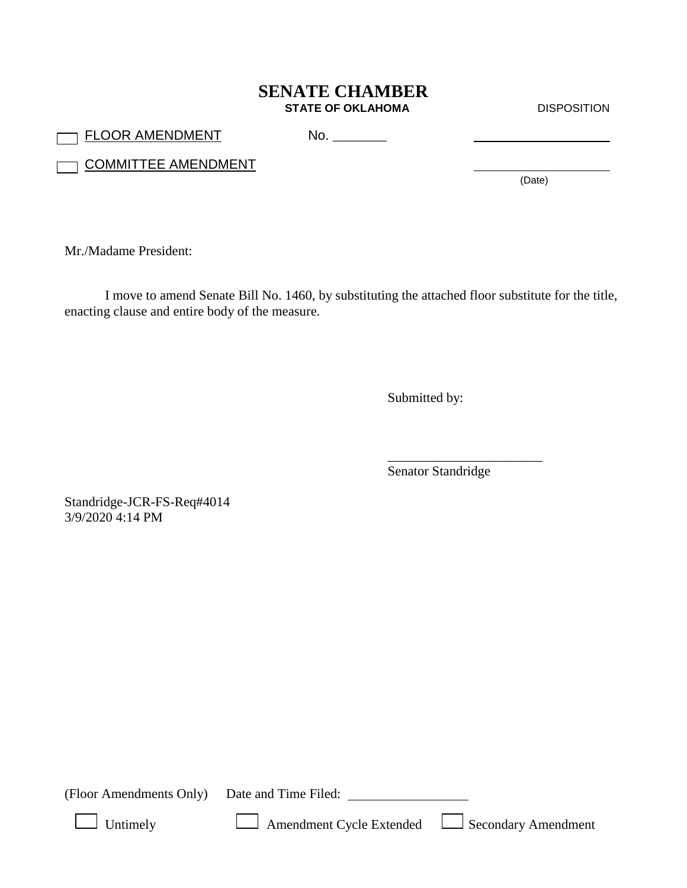# SENATE CHAMBER

**STATE OF OKLAHOMA**

DISPOSITION

☐ FLOOR AMENDMENT No. ________ ____________________

☐ COMMITTEE AMENDMENT ____________________

(Date)

Mr./Madame President:

I move to amend Senate Bill No. 1460, by substituting the attached floor substitute for the title, enacting clause and entire body of the measure.

Submitted by:

______________________

Senator Standridge

Standridge-JCR-FS-Req#4014
3/9/2020 4:14 PM

(Floor Amendments Only) Date and Time Filed: ________________

☐ Untimely ☐ Amendment Cycle Extended ☐ Secondary Amendment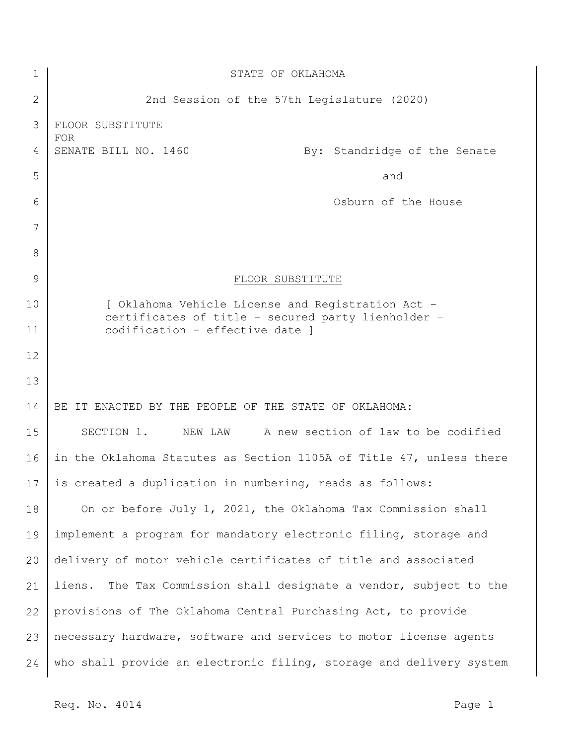STATE OF OKLAHOMA

2nd Session of the 57th Legislature (2020)

FLOOR SUBSTITUTE
FOR
SENATE BILL NO. 1460 By: Standridge of the Senate

and

Osburn of the House

FLOOR SUBSTITUTE

[ Oklahoma Vehicle License and Registration Act - certificates of title - secured party lienholder – codification - effective date ]

BE IT ENACTED BY THE PEOPLE OF THE STATE OF OKLAHOMA:

SECTION 1. NEW LAW A new section of law to be codified in the Oklahoma Statutes as Section 1105A of Title 47, unless there is created a duplication in numbering, reads as follows:

On or before July 1, 2021, the Oklahoma Tax Commission shall implement a program for mandatory electronic filing, storage and delivery of motor vehicle certificates of title and associated liens. The Tax Commission shall designate a vendor, subject to the provisions of The Oklahoma Central Purchasing Act, to provide necessary hardware, software and services to motor license agents who shall provide an electronic filing, storage and delivery system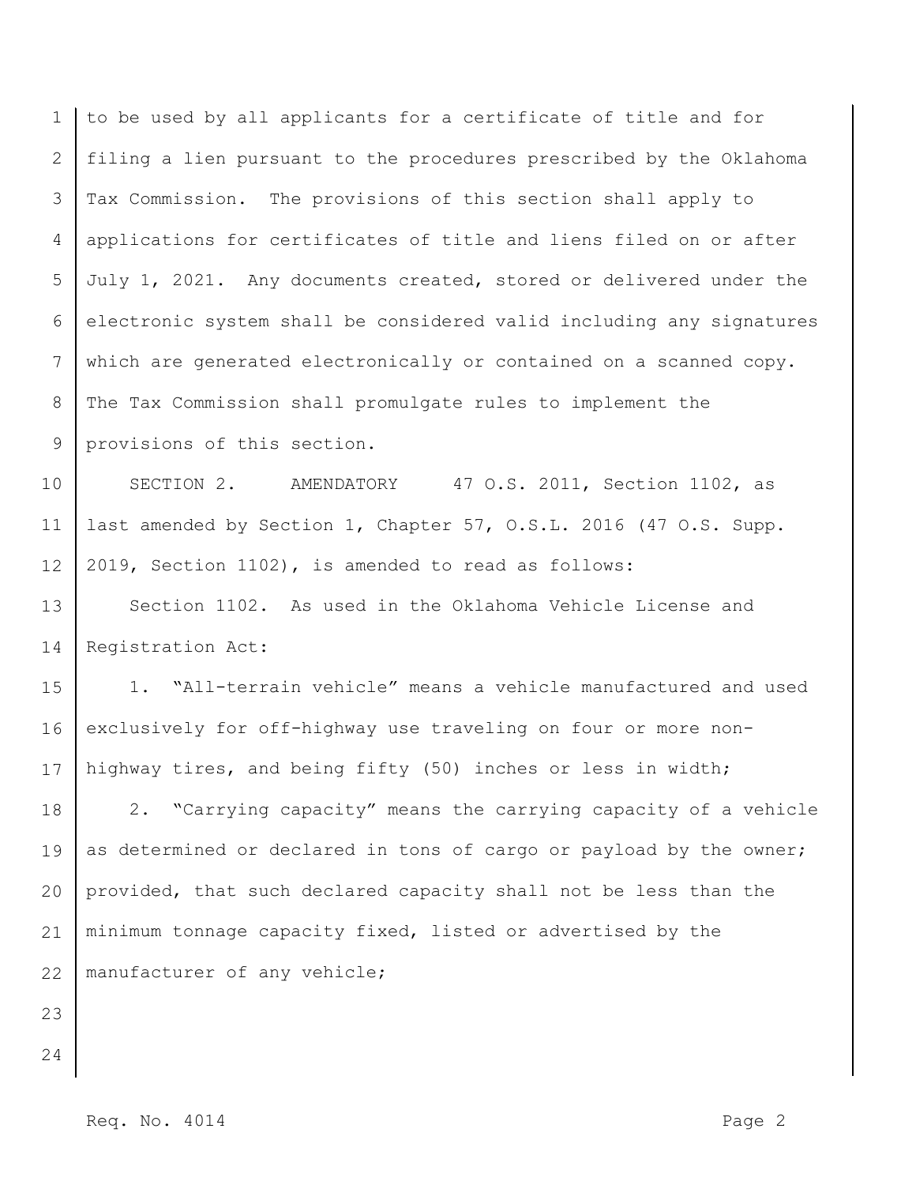to be used by all applicants for a certificate of title and for filing a lien pursuant to the procedures prescribed by the Oklahoma Tax Commission. The provisions of this section shall apply to applications for certificates of title and liens filed on or after July 1, 2021. Any documents created, stored or delivered under the electronic system shall be considered valid including any signatures which are generated electronically or contained on a scanned copy. The Tax Commission shall promulgate rules to implement the provisions of this section.

SECTION 2. AMENDATORY 47 O.S. 2011, Section 1102, as last amended by Section 1, Chapter 57, O.S.L. 2016 (47 O.S. Supp. 2019, Section 1102), is amended to read as follows:

Section 1102. As used in the Oklahoma Vehicle License and Registration Act:

1. "All-terrain vehicle" means a vehicle manufactured and used exclusively for off-highway use traveling on four or more non-highway tires, and being fifty (50) inches or less in width;

2. "Carrying capacity" means the carrying capacity of a vehicle as determined or declared in tons of cargo or payload by the owner; provided, that such declared capacity shall not be less than the minimum tonnage capacity fixed, listed or advertised by the manufacturer of any vehicle;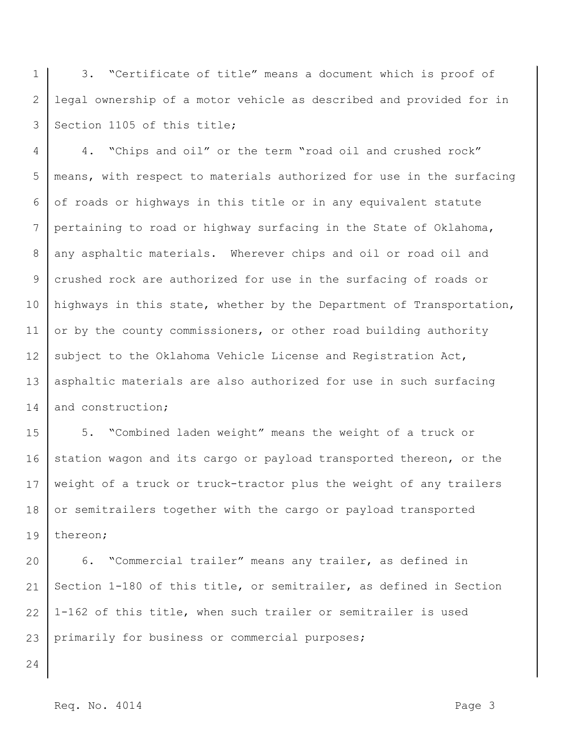3. "Certificate of title" means a document which is proof of legal ownership of a motor vehicle as described and provided for in Section 1105 of this title;

4. "Chips and oil" or the term "road oil and crushed rock" means, with respect to materials authorized for use in the surfacing of roads or highways in this title or in any equivalent statute pertaining to road or highway surfacing in the State of Oklahoma, any asphaltic materials. Wherever chips and oil or road oil and crushed rock are authorized for use in the surfacing of roads or highways in this state, whether by the Department of Transportation, or by the county commissioners, or other road building authority subject to the Oklahoma Vehicle License and Registration Act, asphaltic materials are also authorized for use in such surfacing and construction;

5. "Combined laden weight" means the weight of a truck or station wagon and its cargo or payload transported thereon, or the weight of a truck or truck-tractor plus the weight of any trailers or semitrailers together with the cargo or payload transported thereon;

6. "Commercial trailer" means any trailer, as defined in Section 1-180 of this title, or semitrailer, as defined in Section 1-162 of this title, when such trailer or semitrailer is used primarily for business or commercial purposes;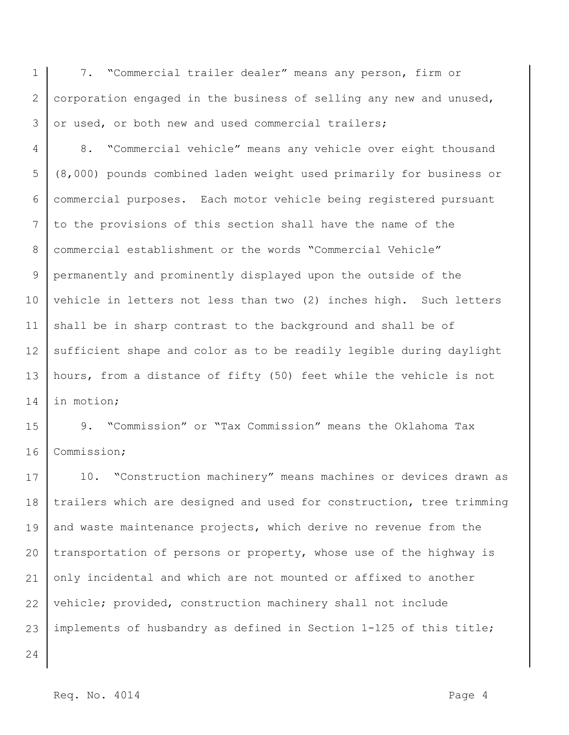7. "Commercial trailer dealer" means any person, firm or corporation engaged in the business of selling any new and unused, or used, or both new and used commercial trailers;

8. "Commercial vehicle" means any vehicle over eight thousand (8,000) pounds combined laden weight used primarily for business or commercial purposes. Each motor vehicle being registered pursuant to the provisions of this section shall have the name of the commercial establishment or the words "Commercial Vehicle" permanently and prominently displayed upon the outside of the vehicle in letters not less than two (2) inches high. Such letters shall be in sharp contrast to the background and shall be of sufficient shape and color as to be readily legible during daylight hours, from a distance of fifty (50) feet while the vehicle is not in motion;

9. "Commission" or "Tax Commission" means the Oklahoma Tax Commission;

10. "Construction machinery" means machines or devices drawn as trailers which are designed and used for construction, tree trimming and waste maintenance projects, which derive no revenue from the transportation of persons or property, whose use of the highway is only incidental and which are not mounted or affixed to another vehicle; provided, construction machinery shall not include implements of husbandry as defined in Section 1-125 of this title;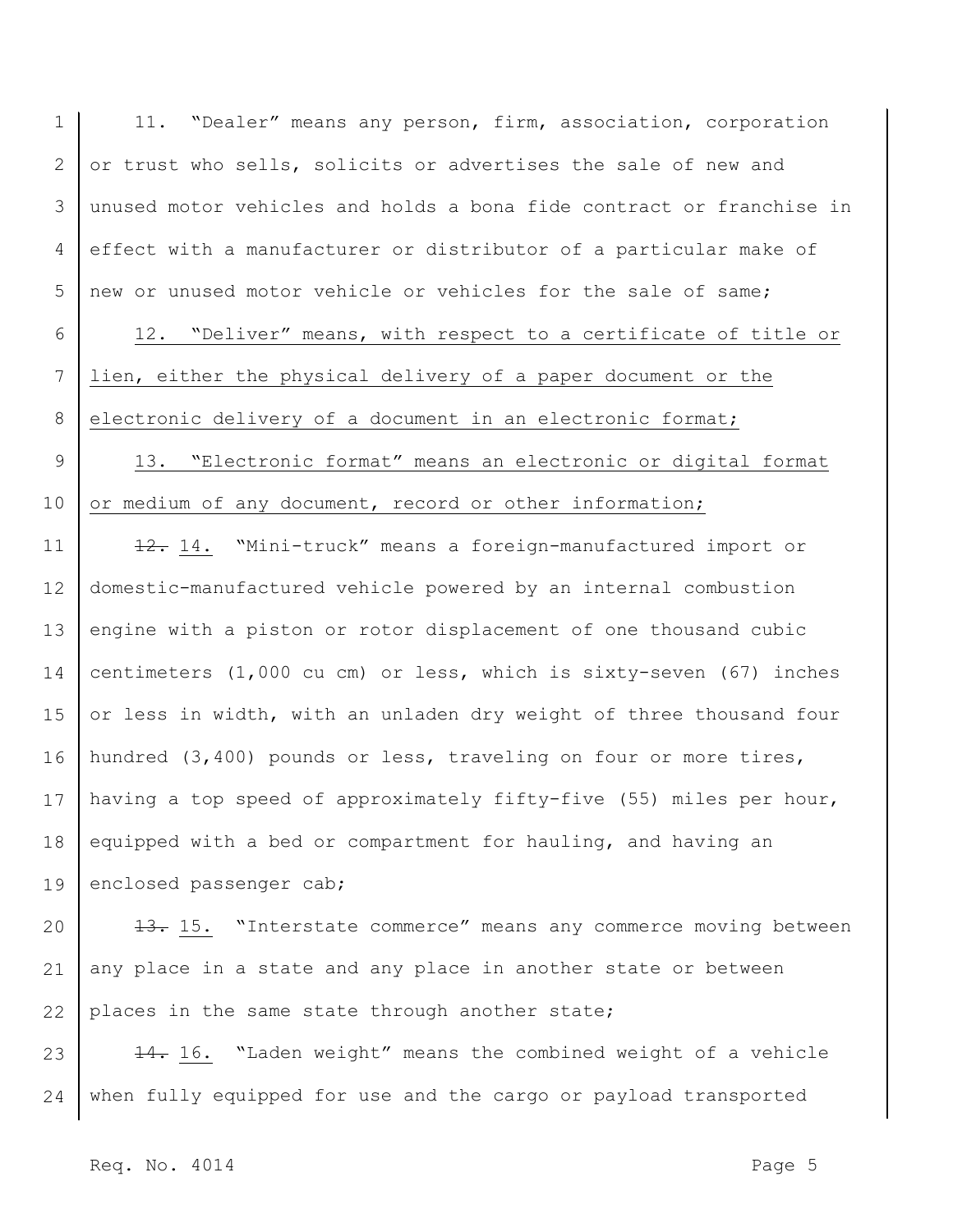11. "Dealer" means any person, firm, association, corporation or trust who sells, solicits or advertises the sale of new and unused motor vehicles and holds a bona fide contract or franchise in effect with a manufacturer or distributor of a particular make of new or unused motor vehicle or vehicles for the sale of same;

12. "Deliver" means, with respect to a certificate of title or lien, either the physical delivery of a paper document or the electronic delivery of a document in an electronic format;

13. "Electronic format" means an electronic or digital format or medium of any document, record or other information;

~~12.~~ 14. "Mini-truck" means a foreign-manufactured import or domestic-manufactured vehicle powered by an internal combustion engine with a piston or rotor displacement of one thousand cubic centimeters (1,000 cu cm) or less, which is sixty-seven (67) inches or less in width, with an unladen dry weight of three thousand four hundred (3,400) pounds or less, traveling on four or more tires, having a top speed of approximately fifty-five (55) miles per hour, equipped with a bed or compartment for hauling, and having an enclosed passenger cab;

~~13.~~ 15. "Interstate commerce" means any commerce moving between any place in a state and any place in another state or between places in the same state through another state;

~~14.~~ 16. "Laden weight" means the combined weight of a vehicle when fully equipped for use and the cargo or payload transported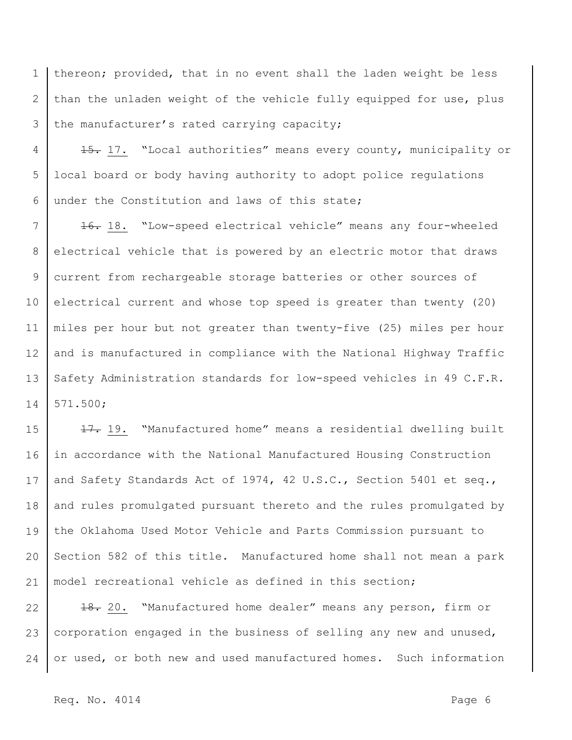thereon; provided, that in no event shall the laden weight be less than the unladen weight of the vehicle fully equipped for use, plus the manufacturer's rated carrying capacity;

~~15.~~ 17. "Local authorities" means every county, municipality or local board or body having authority to adopt police regulations under the Constitution and laws of this state;

~~16.~~ 18. "Low-speed electrical vehicle" means any four-wheeled electrical vehicle that is powered by an electric motor that draws current from rechargeable storage batteries or other sources of electrical current and whose top speed is greater than twenty (20) miles per hour but not greater than twenty-five (25) miles per hour and is manufactured in compliance with the National Highway Traffic Safety Administration standards for low-speed vehicles in 49 C.F.R. 571.500;

~~17.~~ 19. "Manufactured home" means a residential dwelling built in accordance with the National Manufactured Housing Construction and Safety Standards Act of 1974, 42 U.S.C., Section 5401 et seq., and rules promulgated pursuant thereto and the rules promulgated by the Oklahoma Used Motor Vehicle and Parts Commission pursuant to Section 582 of this title. Manufactured home shall not mean a park model recreational vehicle as defined in this section;

~~18.~~ 20. "Manufactured home dealer" means any person, firm or corporation engaged in the business of selling any new and unused, or used, or both new and used manufactured homes. Such information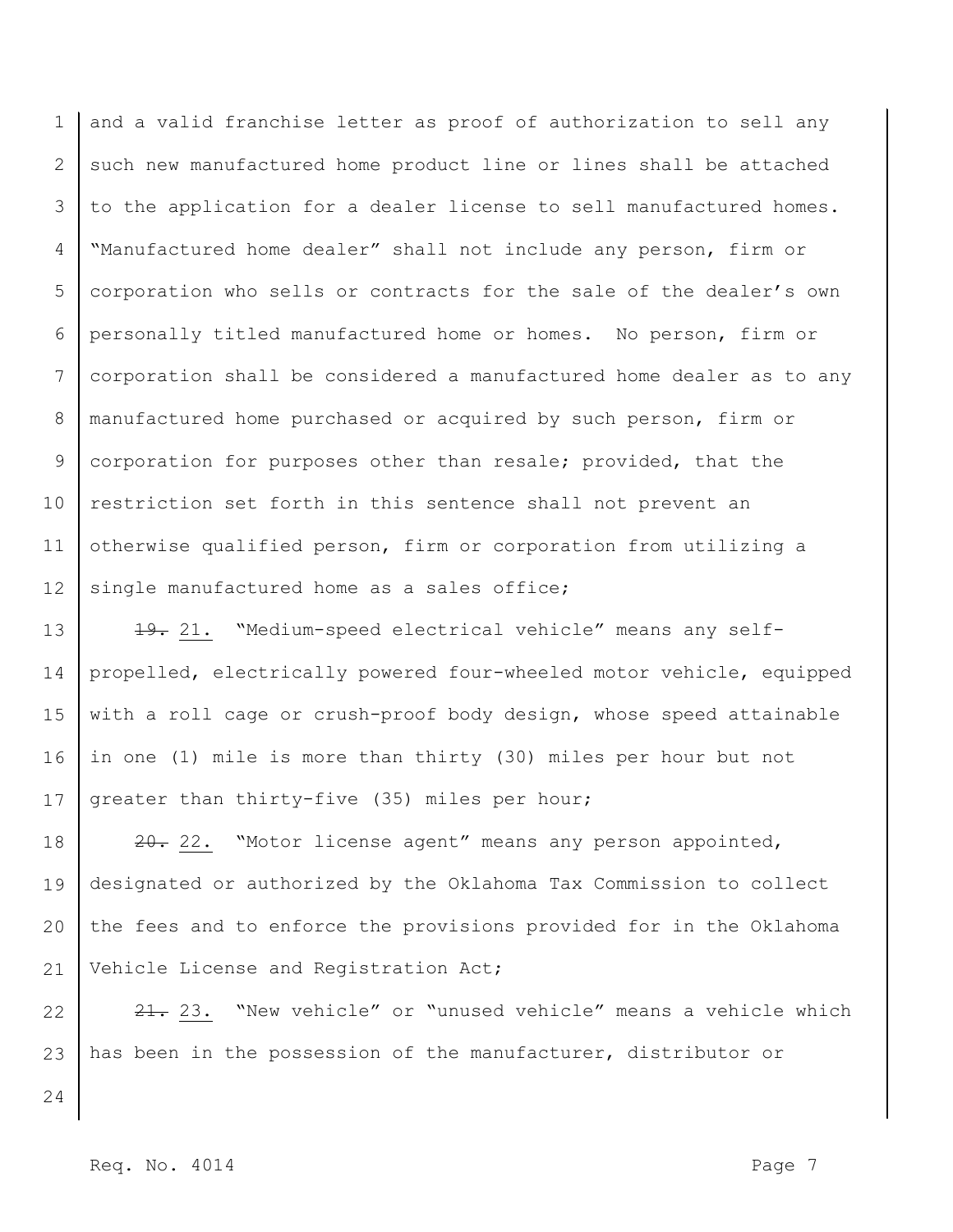and a valid franchise letter as proof of authorization to sell any such new manufactured home product line or lines shall be attached to the application for a dealer license to sell manufactured homes. "Manufactured home dealer" shall not include any person, firm or corporation who sells or contracts for the sale of the dealer's own personally titled manufactured home or homes. No person, firm or corporation shall be considered a manufactured home dealer as to any manufactured home purchased or acquired by such person, firm or corporation for purposes other than resale; provided, that the restriction set forth in this sentence shall not prevent an otherwise qualified person, firm or corporation from utilizing a single manufactured home as a sales office;

~~19.~~ 21. "Medium-speed electrical vehicle" means any self-propelled, electrically powered four-wheeled motor vehicle, equipped with a roll cage or crush-proof body design, whose speed attainable in one (1) mile is more than thirty (30) miles per hour but not greater than thirty-five (35) miles per hour;

~~20.~~ 22. "Motor license agent" means any person appointed, designated or authorized by the Oklahoma Tax Commission to collect the fees and to enforce the provisions provided for in the Oklahoma Vehicle License and Registration Act;

~~21.~~ 23. "New vehicle" or "unused vehicle" means a vehicle which has been in the possession of the manufacturer, distributor or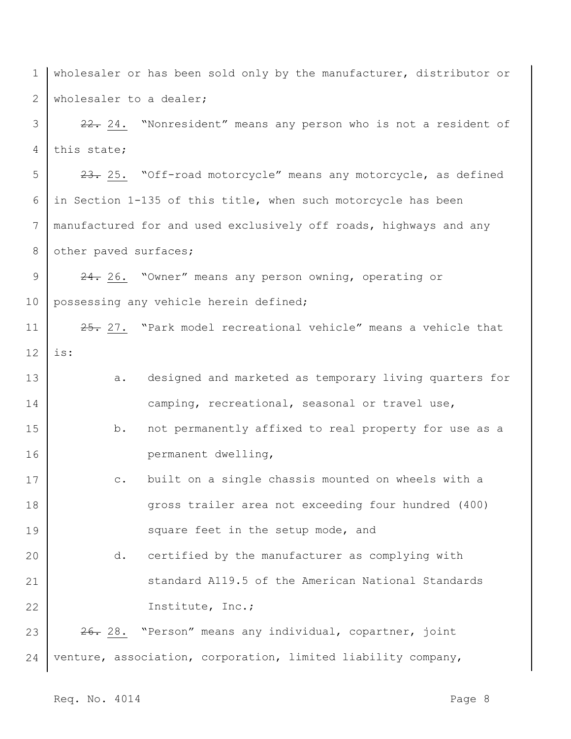wholesaler or has been sold only by the manufacturer, distributor or wholesaler to a dealer;

~~22.~~ 24. "Nonresident" means any person who is not a resident of this state;

~~23.~~ 25. "Off-road motorcycle" means any motorcycle, as defined in Section 1-135 of this title, when such motorcycle has been manufactured for and used exclusively off roads, highways and any other paved surfaces;

~~24.~~ 26. "Owner" means any person owning, operating or possessing any vehicle herein defined;

~~25.~~ 27. "Park model recreational vehicle" means a vehicle that is:

a. designed and marketed as temporary living quarters for camping, recreational, seasonal or travel use,

b. not permanently affixed to real property for use as a permanent dwelling,

c. built on a single chassis mounted on wheels with a gross trailer area not exceeding four hundred (400) square feet in the setup mode, and

d. certified by the manufacturer as complying with standard A119.5 of the American National Standards Institute, Inc.;

~~26.~~ 28. "Person" means any individual, copartner, joint venture, association, corporation, limited liability company,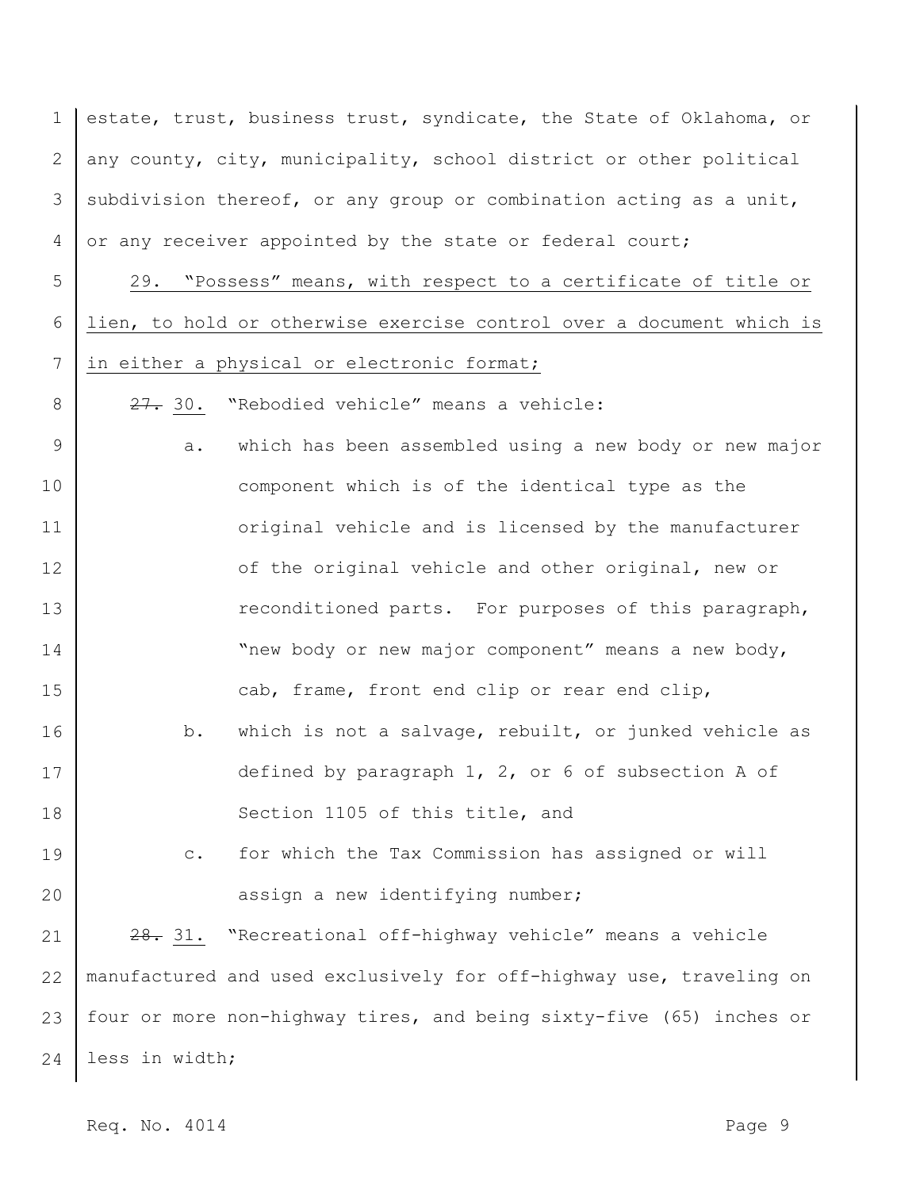estate, trust, business trust, syndicate, the State of Oklahoma, or any county, city, municipality, school district or other political subdivision thereof, or any group or combination acting as a unit, or any receiver appointed by the state or federal court;

29. "Possess" means, with respect to a certificate of title or lien, to hold or otherwise exercise control over a document which is in either a physical or electronic format;

~~27.~~ 30. "Rebodied vehicle" means a vehicle:

a. which has been assembled using a new body or new major component which is of the identical type as the original vehicle and is licensed by the manufacturer of the original vehicle and other original, new or reconditioned parts. For purposes of this paragraph, "new body or new major component" means a new body, cab, frame, front end clip or rear end clip,

b. which is not a salvage, rebuilt, or junked vehicle as defined by paragraph 1, 2, or 6 of subsection A of Section 1105 of this title, and

c. for which the Tax Commission has assigned or will assign a new identifying number;

~~28.~~ 31. "Recreational off-highway vehicle" means a vehicle manufactured and used exclusively for off-highway use, traveling on four or more non-highway tires, and being sixty-five (65) inches or less in width;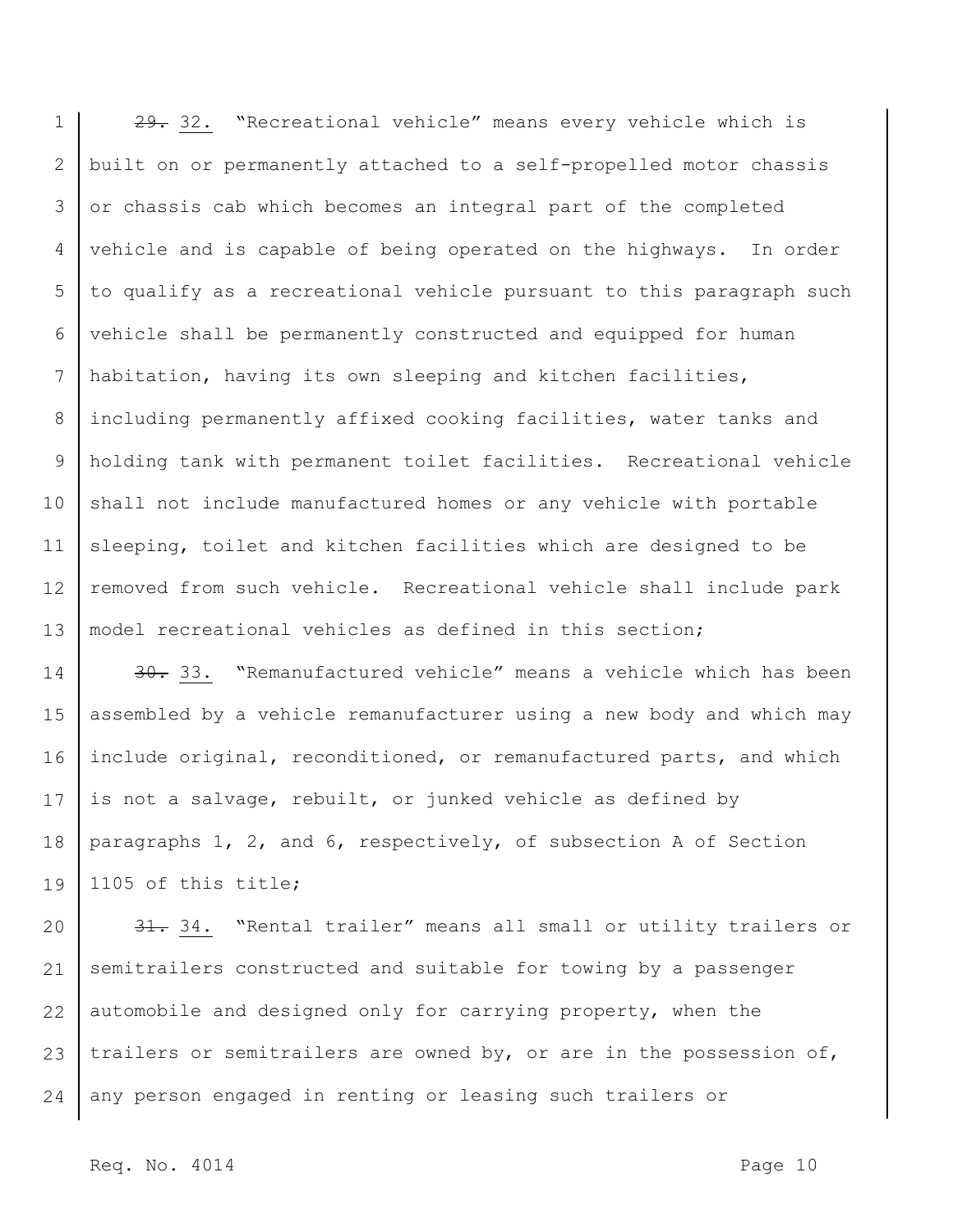~~29.~~ 32. "Recreational vehicle" means every vehicle which is built on or permanently attached to a self-propelled motor chassis or chassis cab which becomes an integral part of the completed vehicle and is capable of being operated on the highways. In order to qualify as a recreational vehicle pursuant to this paragraph such vehicle shall be permanently constructed and equipped for human habitation, having its own sleeping and kitchen facilities, including permanently affixed cooking facilities, water tanks and holding tank with permanent toilet facilities. Recreational vehicle shall not include manufactured homes or any vehicle with portable sleeping, toilet and kitchen facilities which are designed to be removed from such vehicle. Recreational vehicle shall include park model recreational vehicles as defined in this section;

~~30.~~ 33. "Remanufactured vehicle" means a vehicle which has been assembled by a vehicle remanufacturer using a new body and which may include original, reconditioned, or remanufactured parts, and which is not a salvage, rebuilt, or junked vehicle as defined by paragraphs 1, 2, and 6, respectively, of subsection A of Section 1105 of this title;

~~31.~~ 34. "Rental trailer" means all small or utility trailers or semitrailers constructed and suitable for towing by a passenger automobile and designed only for carrying property, when the trailers or semitrailers are owned by, or are in the possession of, any person engaged in renting or leasing such trailers or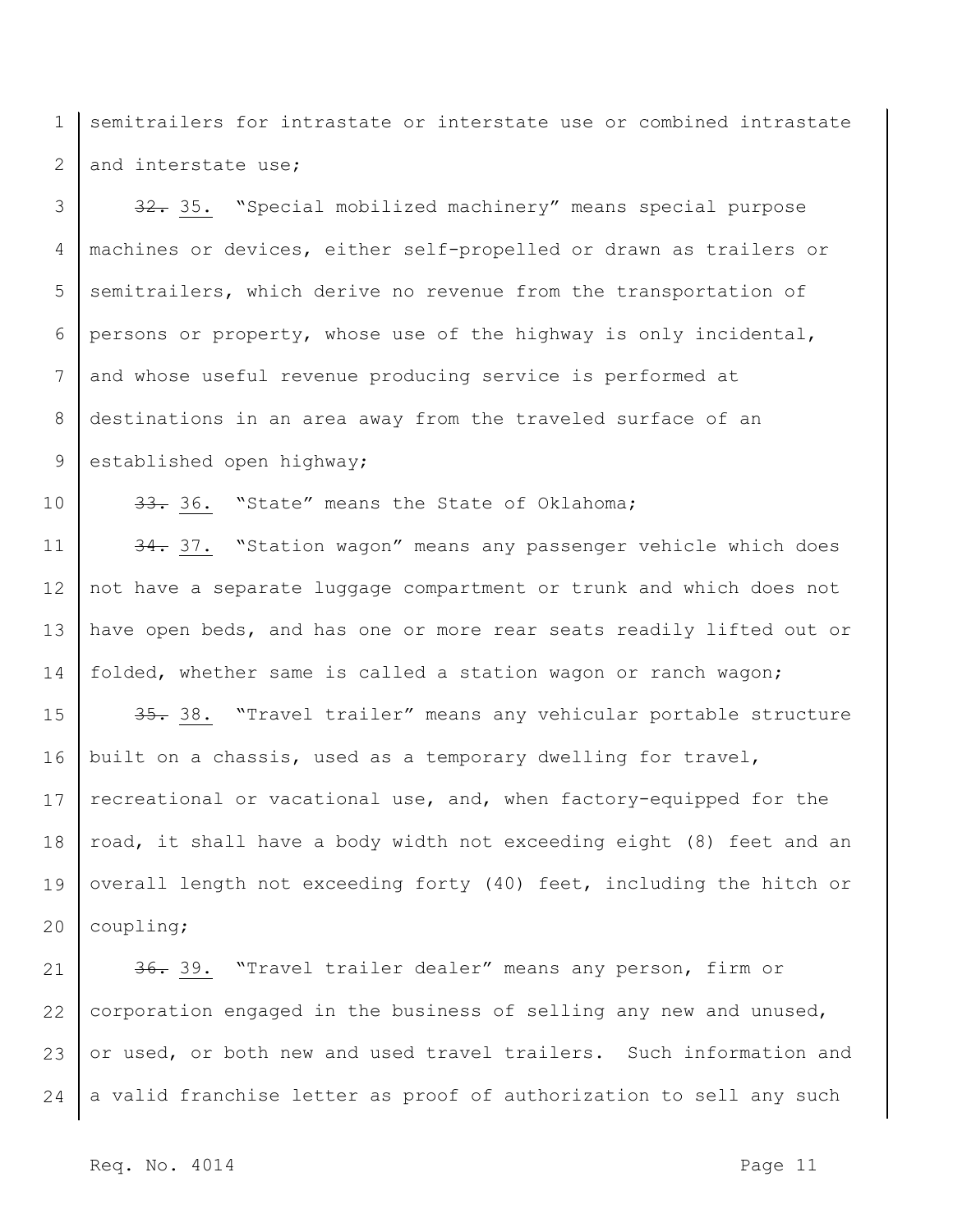semitrailers for intrastate or interstate use or combined intrastate and interstate use;

~~32.~~ 35. "Special mobilized machinery" means special purpose machines or devices, either self-propelled or drawn as trailers or semitrailers, which derive no revenue from the transportation of persons or property, whose use of the highway is only incidental, and whose useful revenue producing service is performed at destinations in an area away from the traveled surface of an established open highway;

~~33.~~ 36. "State" means the State of Oklahoma;

~~34.~~ 37. "Station wagon" means any passenger vehicle which does not have a separate luggage compartment or trunk and which does not have open beds, and has one or more rear seats readily lifted out or folded, whether same is called a station wagon or ranch wagon;

~~35.~~ 38. "Travel trailer" means any vehicular portable structure built on a chassis, used as a temporary dwelling for travel, recreational or vacational use, and, when factory-equipped for the road, it shall have a body width not exceeding eight (8) feet and an overall length not exceeding forty (40) feet, including the hitch or coupling;

~~36.~~ 39. "Travel trailer dealer" means any person, firm or corporation engaged in the business of selling any new and unused, or used, or both new and used travel trailers. Such information and a valid franchise letter as proof of authorization to sell any such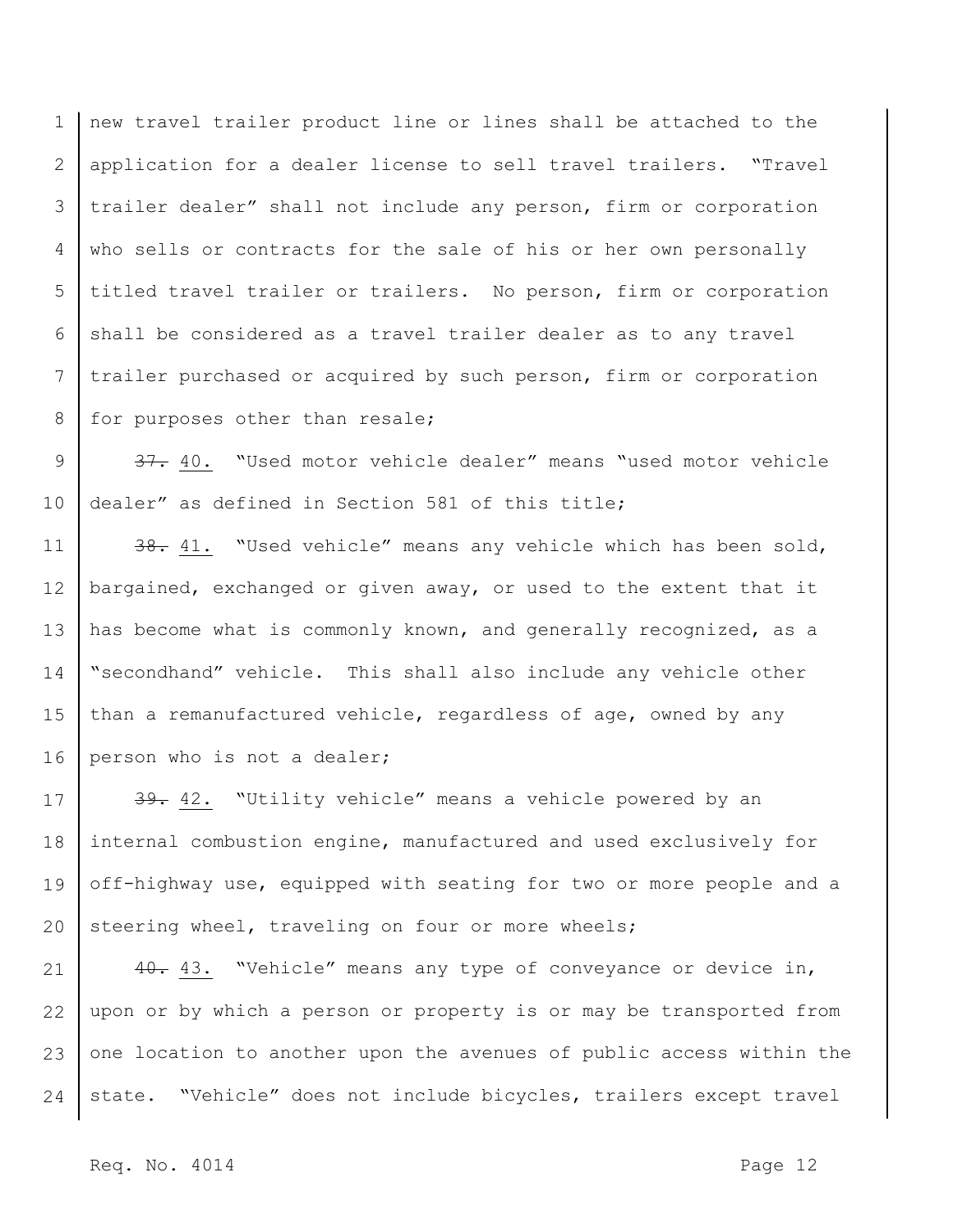new travel trailer product line or lines shall be attached to the application for a dealer license to sell travel trailers. "Travel trailer dealer" shall not include any person, firm or corporation who sells or contracts for the sale of his or her own personally titled travel trailer or trailers. No person, firm or corporation shall be considered as a travel trailer dealer as to any travel trailer purchased or acquired by such person, firm or corporation for purposes other than resale;

~~37.~~ 40. "Used motor vehicle dealer" means "used motor vehicle dealer" as defined in Section 581 of this title;

~~38.~~ 41. "Used vehicle" means any vehicle which has been sold, bargained, exchanged or given away, or used to the extent that it has become what is commonly known, and generally recognized, as a "secondhand" vehicle. This shall also include any vehicle other than a remanufactured vehicle, regardless of age, owned by any person who is not a dealer;

~~39.~~ 42. "Utility vehicle" means a vehicle powered by an internal combustion engine, manufactured and used exclusively for off-highway use, equipped with seating for two or more people and a steering wheel, traveling on four or more wheels;

~~40.~~ 43. "Vehicle" means any type of conveyance or device in, upon or by which a person or property is or may be transported from one location to another upon the avenues of public access within the state. "Vehicle" does not include bicycles, trailers except travel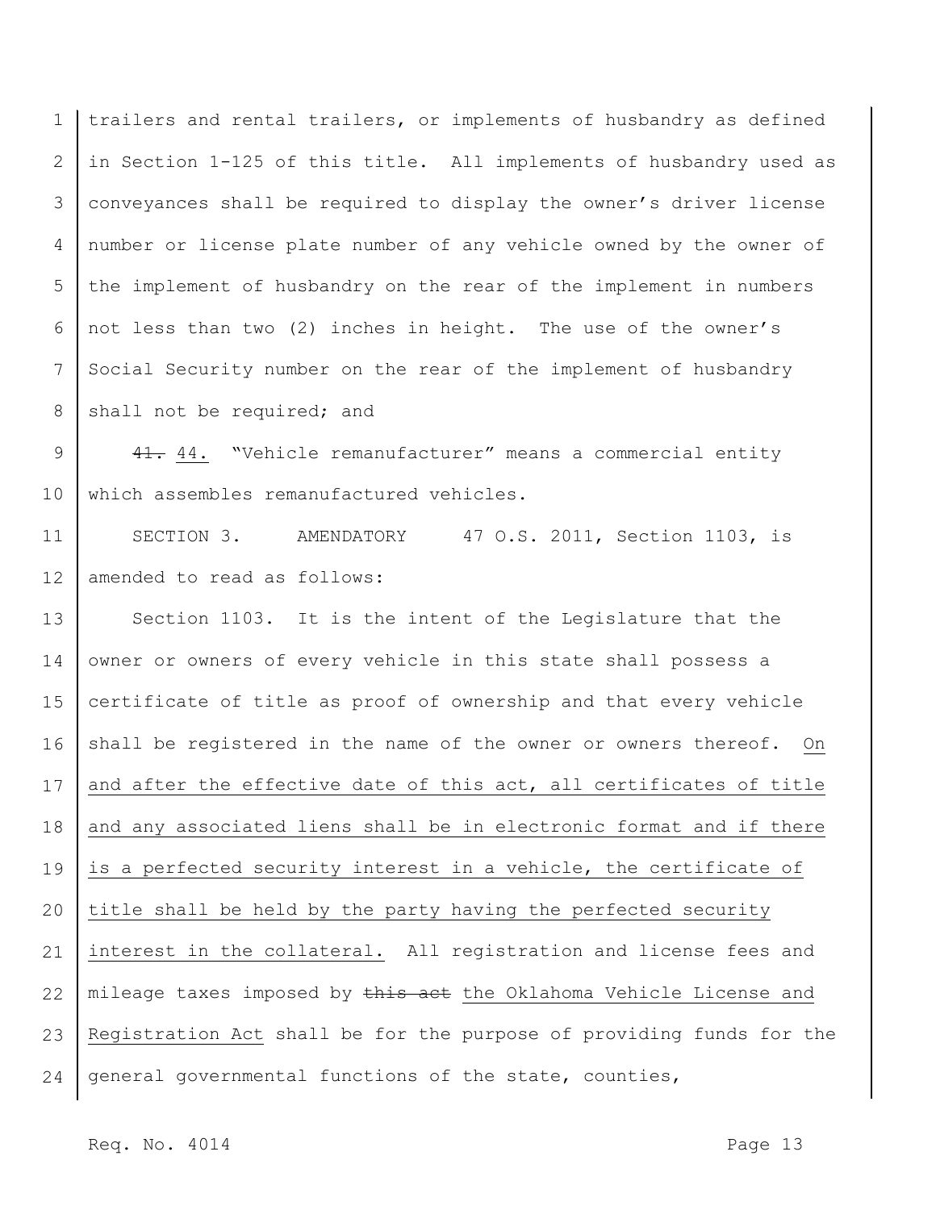trailers and rental trailers, or implements of husbandry as defined in Section 1-125 of this title. All implements of husbandry used as conveyances shall be required to display the owner's driver license number or license plate number of any vehicle owned by the owner of the implement of husbandry on the rear of the implement in numbers not less than two (2) inches in height. The use of the owner's Social Security number on the rear of the implement of husbandry shall not be required; and

~~41.~~ 44. "Vehicle remanufacturer" means a commercial entity which assembles remanufactured vehicles.

SECTION 3. AMENDATORY 47 O.S. 2011, Section 1103, is amended to read as follows:

Section 1103. It is the intent of the Legislature that the owner or owners of every vehicle in this state shall possess a certificate of title as proof of ownership and that every vehicle shall be registered in the name of the owner or owners thereof. <u>On and after the effective date of this act, all certificates of title and any associated liens shall be in electronic format and if there is a perfected security interest in a vehicle, the certificate of title shall be held by the party having the perfected security interest in the collateral.</u> All registration and license fees and mileage taxes imposed by ~~this act~~ <u>the Oklahoma Vehicle License and Registration Act</u> shall be for the purpose of providing funds for the general governmental functions of the state, counties,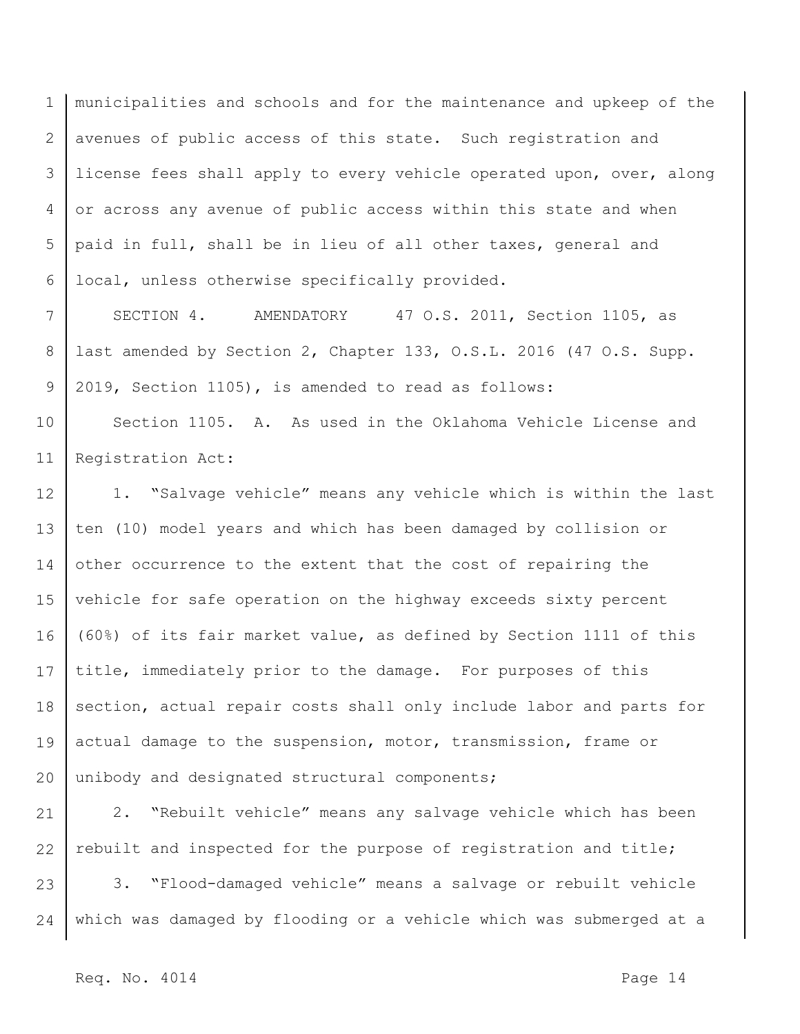municipalities and schools and for the maintenance and upkeep of the avenues of public access of this state. Such registration and license fees shall apply to every vehicle operated upon, over, along or across any avenue of public access within this state and when paid in full, shall be in lieu of all other taxes, general and local, unless otherwise specifically provided.

SECTION 4. AMENDATORY 47 O.S. 2011, Section 1105, as last amended by Section 2, Chapter 133, O.S.L. 2016 (47 O.S. Supp. 2019, Section 1105), is amended to read as follows:

Section 1105. A. As used in the Oklahoma Vehicle License and Registration Act:

1. "Salvage vehicle" means any vehicle which is within the last ten (10) model years and which has been damaged by collision or other occurrence to the extent that the cost of repairing the vehicle for safe operation on the highway exceeds sixty percent (60%) of its fair market value, as defined by Section 1111 of this title, immediately prior to the damage. For purposes of this section, actual repair costs shall only include labor and parts for actual damage to the suspension, motor, transmission, frame or unibody and designated structural components;

2. "Rebuilt vehicle" means any salvage vehicle which has been rebuilt and inspected for the purpose of registration and title;

3. "Flood-damaged vehicle" means a salvage or rebuilt vehicle which was damaged by flooding or a vehicle which was submerged at a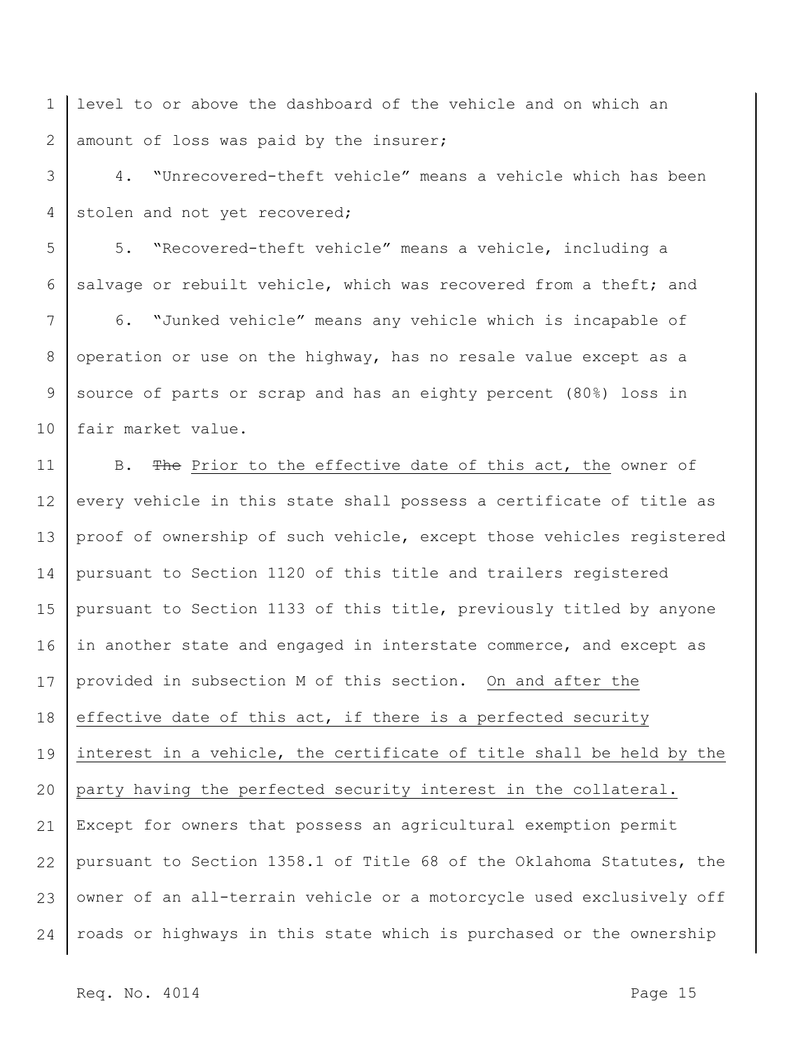level to or above the dashboard of the vehicle and on which an amount of loss was paid by the insurer;

4. "Unrecovered-theft vehicle" means a vehicle which has been stolen and not yet recovered;

5. "Recovered-theft vehicle" means a vehicle, including a salvage or rebuilt vehicle, which was recovered from a theft; and

6. "Junked vehicle" means any vehicle which is incapable of operation or use on the highway, has no resale value except as a source of parts or scrap and has an eighty percent (80%) loss in fair market value.

B. ~~The~~ <u>Prior to the effective date of this act, the</u> owner of every vehicle in this state shall possess a certificate of title as proof of ownership of such vehicle, except those vehicles registered pursuant to Section 1120 of this title and trailers registered pursuant to Section 1133 of this title, previously titled by anyone in another state and engaged in interstate commerce, and except as provided in subsection M of this section. <u>On and after the effective date of this act, if there is a perfected security interest in a vehicle, the certificate of title shall be held by the party having the perfected security interest in the collateral.</u> Except for owners that possess an agricultural exemption permit pursuant to Section 1358.1 of Title 68 of the Oklahoma Statutes, the owner of an all-terrain vehicle or a motorcycle used exclusively off roads or highways in this state which is purchased or the ownership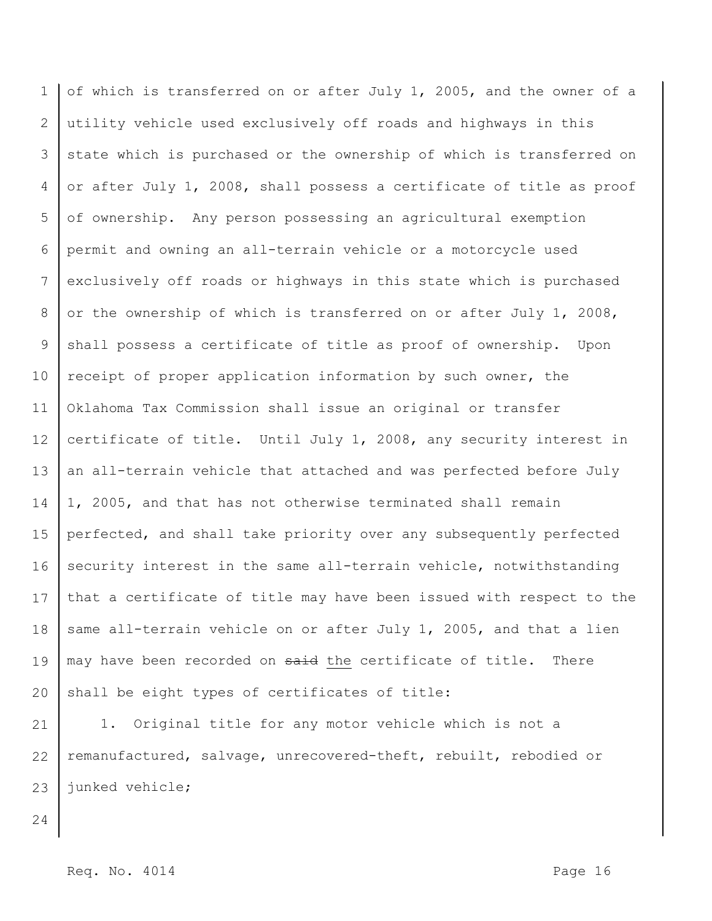of which is transferred on or after July 1, 2005, and the owner of a utility vehicle used exclusively off roads and highways in this state which is purchased or the ownership of which is transferred on or after July 1, 2008, shall possess a certificate of title as proof of ownership. Any person possessing an agricultural exemption permit and owning an all-terrain vehicle or a motorcycle used exclusively off roads or highways in this state which is purchased or the ownership of which is transferred on or after July 1, 2008, shall possess a certificate of title as proof of ownership. Upon receipt of proper application information by such owner, the Oklahoma Tax Commission shall issue an original or transfer certificate of title. Until July 1, 2008, any security interest in an all-terrain vehicle that attached and was perfected before July 1, 2005, and that has not otherwise terminated shall remain perfected, and shall take priority over any subsequently perfected security interest in the same all-terrain vehicle, notwithstanding that a certificate of title may have been issued with respect to the same all-terrain vehicle on or after July 1, 2005, and that a lien may have been recorded on ~~said~~ <u>the</u> certificate of title. There shall be eight types of certificates of title:

1. Original title for any motor vehicle which is not a remanufactured, salvage, unrecovered-theft, rebuilt, rebodied or junked vehicle;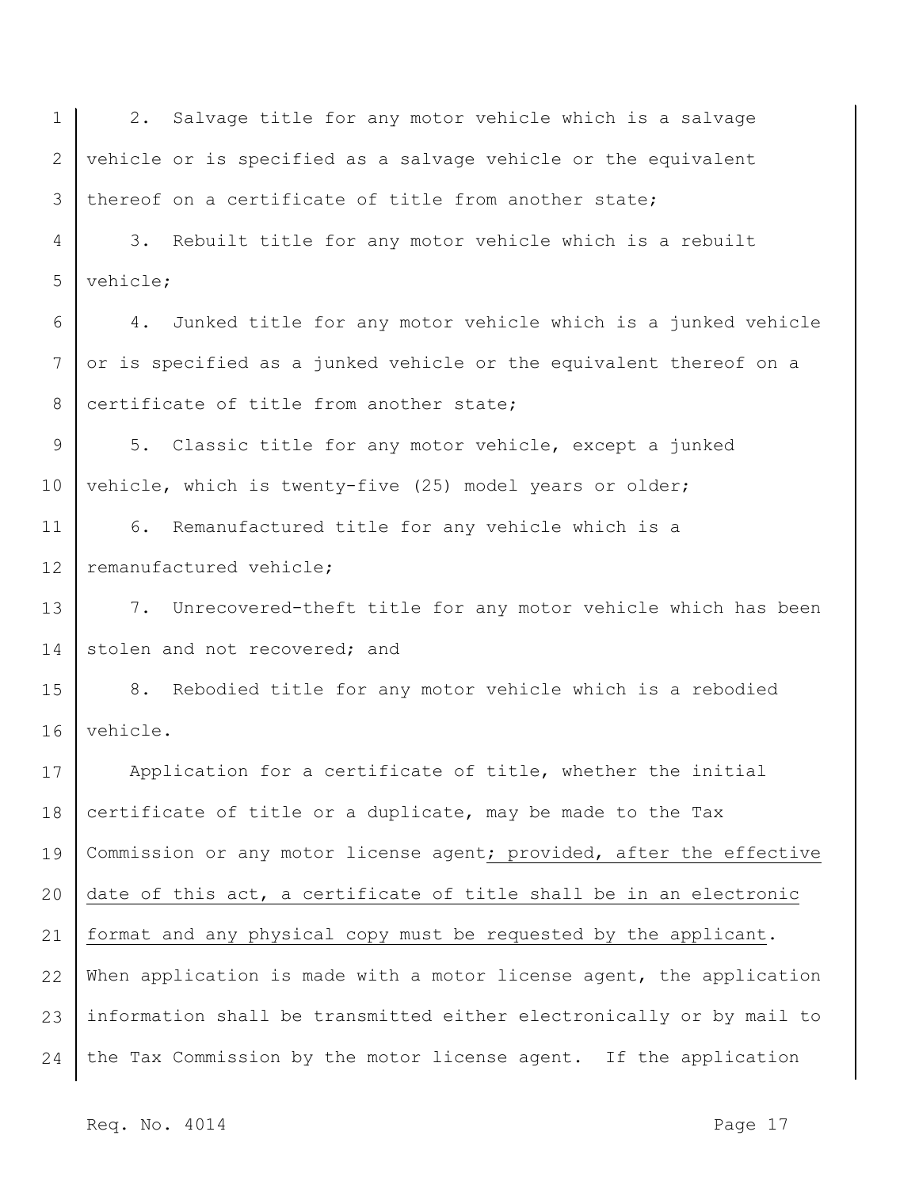2. Salvage title for any motor vehicle which is a salvage vehicle or is specified as a salvage vehicle or the equivalent thereof on a certificate of title from another state;

3. Rebuilt title for any motor vehicle which is a rebuilt vehicle;

4. Junked title for any motor vehicle which is a junked vehicle or is specified as a junked vehicle or the equivalent thereof on a certificate of title from another state;

5. Classic title for any motor vehicle, except a junked vehicle, which is twenty-five (25) model years or older;

6. Remanufactured title for any vehicle which is a remanufactured vehicle;

7. Unrecovered-theft title for any motor vehicle which has been stolen and not recovered; and

8. Rebodied title for any motor vehicle which is a rebodied vehicle.

Application for a certificate of title, whether the initial certificate of title or a duplicate, may be made to the Tax Commission or any motor license agent<u>; provided, after the effective date of this act, a certificate of title shall be in an electronic format and any physical copy must be requested by the applicant</u>. When application is made with a motor license agent, the application information shall be transmitted either electronically or by mail to the Tax Commission by the motor license agent. If the application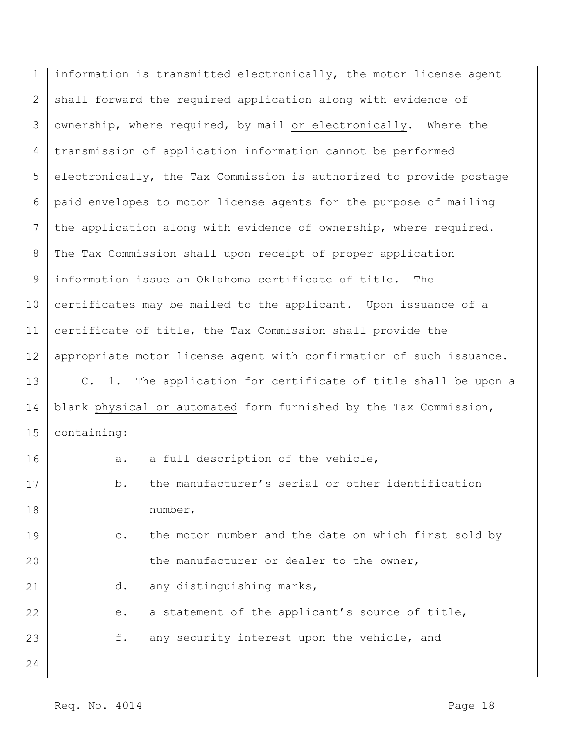information is transmitted electronically, the motor license agent shall forward the required application along with evidence of ownership, where required, by mail <u>or electronically</u>. Where the transmission of application information cannot be performed electronically, the Tax Commission is authorized to provide postage paid envelopes to motor license agents for the purpose of mailing the application along with evidence of ownership, where required. The Tax Commission shall upon receipt of proper application information issue an Oklahoma certificate of title. The certificates may be mailed to the applicant. Upon issuance of a certificate of title, the Tax Commission shall provide the appropriate motor license agent with confirmation of such issuance.

C. 1. The application for certificate of title shall be upon a blank <u>physical or automated</u> form furnished by the Tax Commission, containing:

a. a full description of the vehicle,

b. the manufacturer's serial or other identification number,

c. the motor number and the date on which first sold by the manufacturer or dealer to the owner,

d. any distinguishing marks,

e. a statement of the applicant's source of title,

f. any security interest upon the vehicle, and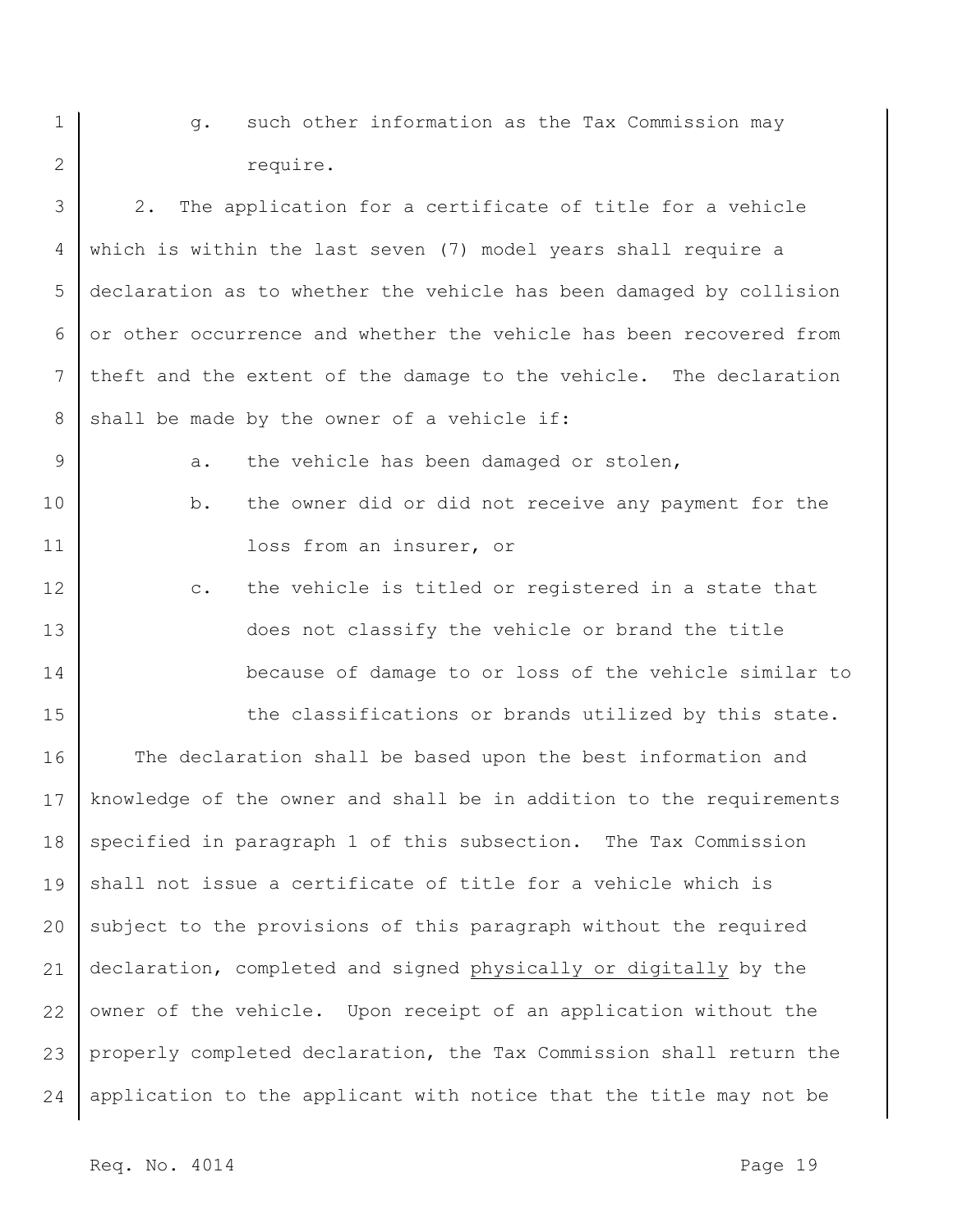g. such other information as the Tax Commission may require.

2. The application for a certificate of title for a vehicle which is within the last seven (7) model years shall require a declaration as to whether the vehicle has been damaged by collision or other occurrence and whether the vehicle has been recovered from theft and the extent of the damage to the vehicle. The declaration shall be made by the owner of a vehicle if:

a. the vehicle has been damaged or stolen,

b. the owner did or did not receive any payment for the loss from an insurer, or

c. the vehicle is titled or registered in a state that does not classify the vehicle or brand the title because of damage to or loss of the vehicle similar to the classifications or brands utilized by this state.

The declaration shall be based upon the best information and knowledge of the owner and shall be in addition to the requirements specified in paragraph 1 of this subsection. The Tax Commission shall not issue a certificate of title for a vehicle which is subject to the provisions of this paragraph without the required declaration, completed and signed <u>physically or digitally</u> by the owner of the vehicle. Upon receipt of an application without the properly completed declaration, the Tax Commission shall return the application to the applicant with notice that the title may not be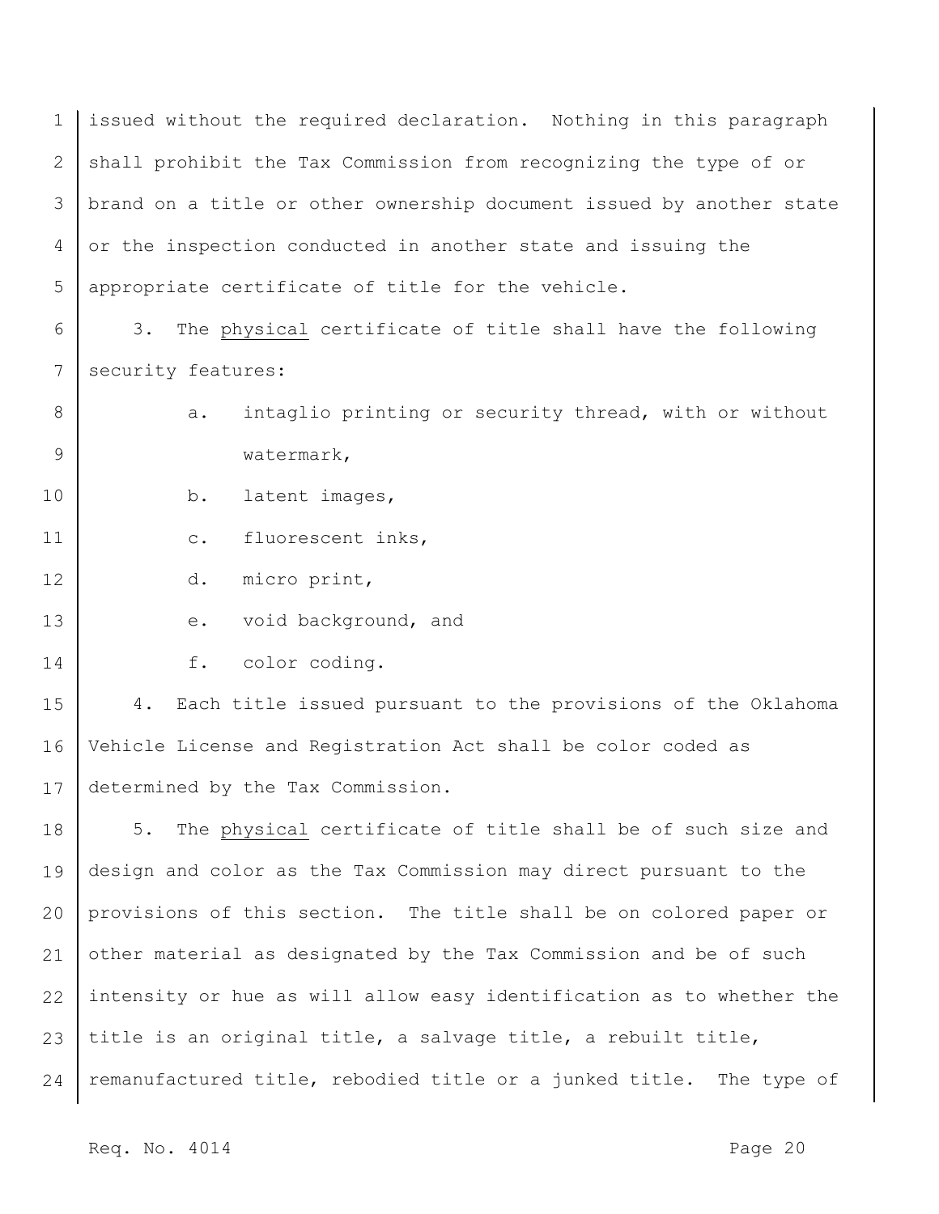issued without the required declaration. Nothing in this paragraph shall prohibit the Tax Commission from recognizing the type of or brand on a title or other ownership document issued by another state or the inspection conducted in another state and issuing the appropriate certificate of title for the vehicle.

3. The <u>physical</u> certificate of title shall have the following security features:

   a. intaglio printing or security thread, with or without watermark,

   b. latent images,

   c. fluorescent inks,

   d. micro print,

   e. void background, and

   f. color coding.

4. Each title issued pursuant to the provisions of the Oklahoma Vehicle License and Registration Act shall be color coded as determined by the Tax Commission.

5. The <u>physical</u> certificate of title shall be of such size and design and color as the Tax Commission may direct pursuant to the provisions of this section. The title shall be on colored paper or other material as designated by the Tax Commission and be of such intensity or hue as will allow easy identification as to whether the title is an original title, a salvage title, a rebuilt title, remanufactured title, rebodied title or a junked title. The type of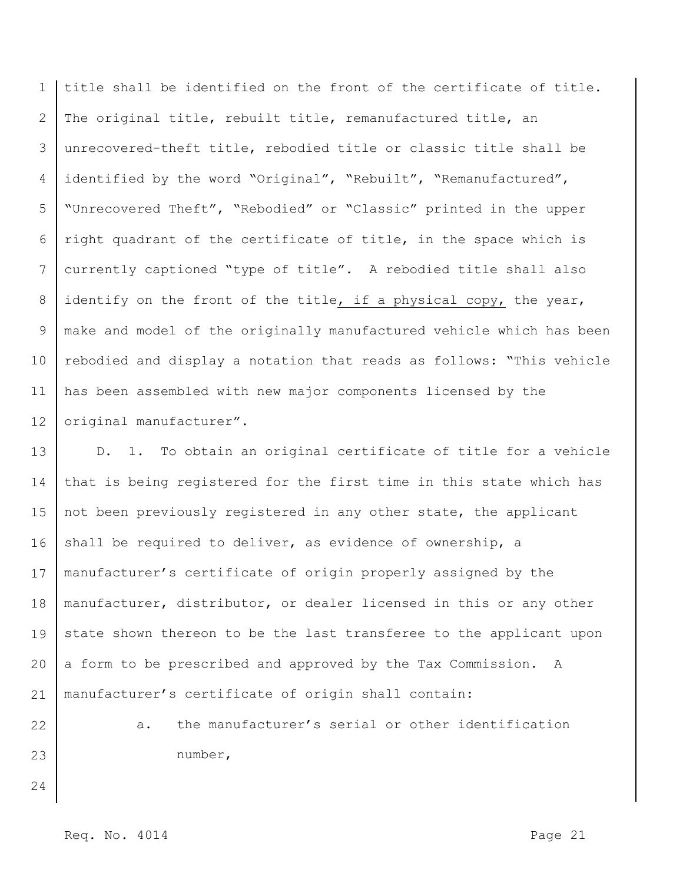title shall be identified on the front of the certificate of title. The original title, rebuilt title, remanufactured title, an unrecovered-theft title, rebodied title or classic title shall be identified by the word "Original", "Rebuilt", "Remanufactured", "Unrecovered Theft", "Rebodied" or "Classic" printed in the upper right quadrant of the certificate of title, in the space which is currently captioned "type of title". A rebodied title shall also identify on the front of the title, if a physical copy, the year, make and model of the originally manufactured vehicle which has been rebodied and display a notation that reads as follows: "This vehicle has been assembled with new major components licensed by the original manufacturer".

D. 1. To obtain an original certificate of title for a vehicle that is being registered for the first time in this state which has not been previously registered in any other state, the applicant shall be required to deliver, as evidence of ownership, a manufacturer's certificate of origin properly assigned by the manufacturer, distributor, or dealer licensed in this or any other state shown thereon to be the last transferee to the applicant upon a form to be prescribed and approved by the Tax Commission. A manufacturer's certificate of origin shall contain:

a. the manufacturer's serial or other identification number,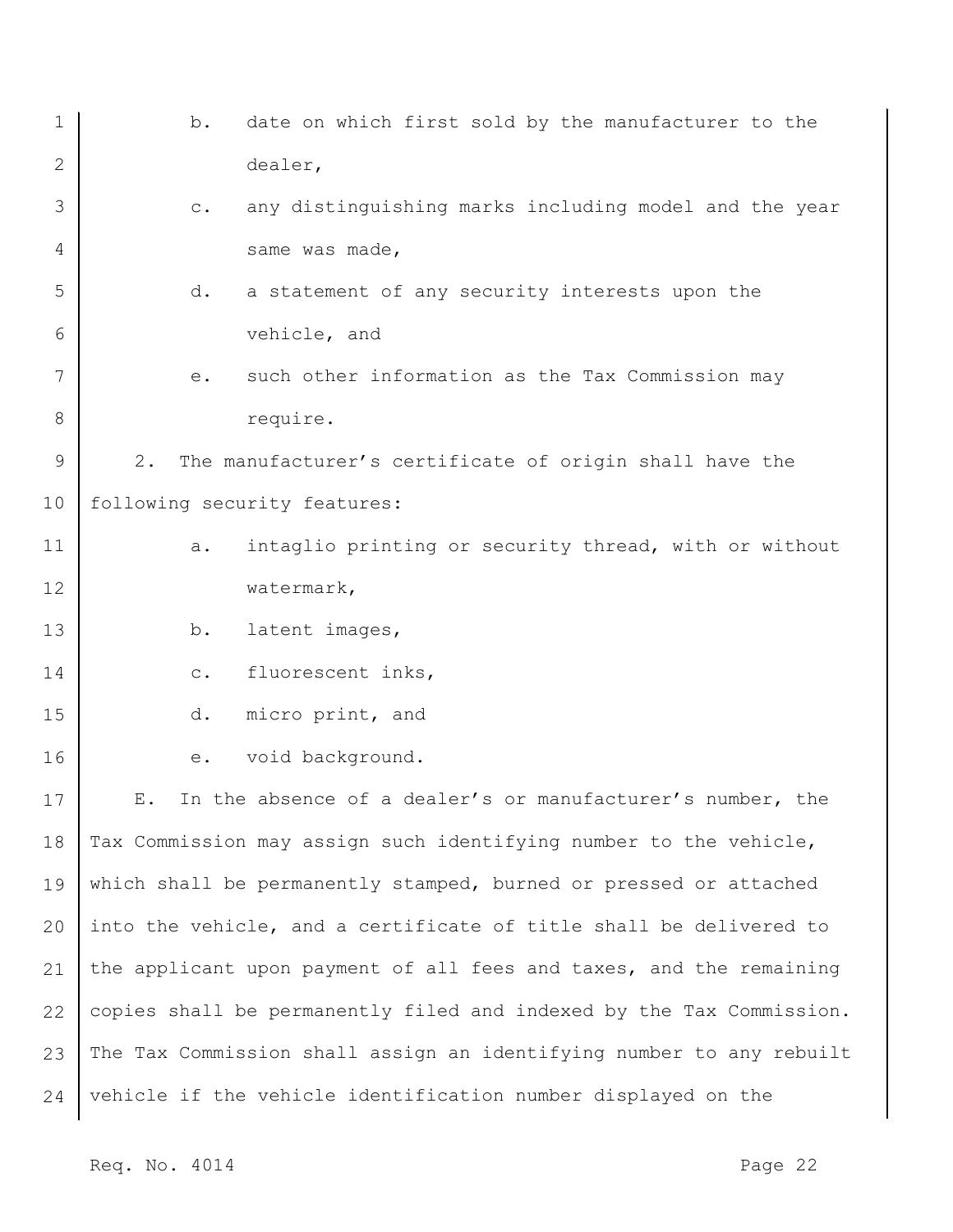b. date on which first sold by the manufacturer to the dealer,

c. any distinguishing marks including model and the year same was made,

d. a statement of any security interests upon the vehicle, and

e. such other information as the Tax Commission may require.

2. The manufacturer's certificate of origin shall have the following security features:

a. intaglio printing or security thread, with or without watermark,

b. latent images,

c. fluorescent inks,

d. micro print, and

e. void background.

E. In the absence of a dealer's or manufacturer's number, the Tax Commission may assign such identifying number to the vehicle, which shall be permanently stamped, burned or pressed or attached into the vehicle, and a certificate of title shall be delivered to the applicant upon payment of all fees and taxes, and the remaining copies shall be permanently filed and indexed by the Tax Commission. The Tax Commission shall assign an identifying number to any rebuilt vehicle if the vehicle identification number displayed on the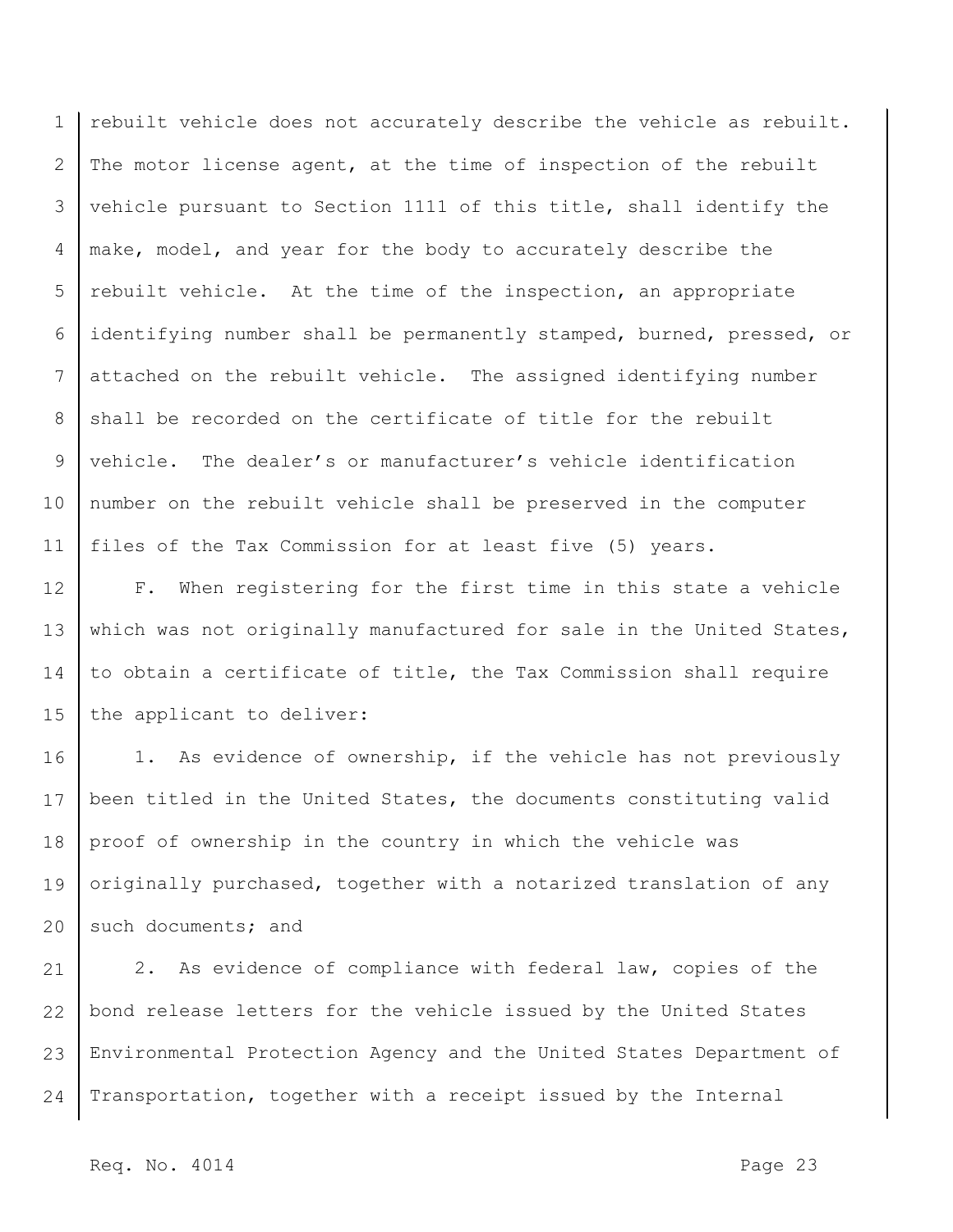rebuilt vehicle does not accurately describe the vehicle as rebuilt. The motor license agent, at the time of inspection of the rebuilt vehicle pursuant to Section 1111 of this title, shall identify the make, model, and year for the body to accurately describe the rebuilt vehicle. At the time of the inspection, an appropriate identifying number shall be permanently stamped, burned, pressed, or attached on the rebuilt vehicle. The assigned identifying number shall be recorded on the certificate of title for the rebuilt vehicle. The dealer's or manufacturer's vehicle identification number on the rebuilt vehicle shall be preserved in the computer files of the Tax Commission for at least five (5) years.

F. When registering for the first time in this state a vehicle which was not originally manufactured for sale in the United States, to obtain a certificate of title, the Tax Commission shall require the applicant to deliver:

1. As evidence of ownership, if the vehicle has not previously been titled in the United States, the documents constituting valid proof of ownership in the country in which the vehicle was originally purchased, together with a notarized translation of any such documents; and

2. As evidence of compliance with federal law, copies of the bond release letters for the vehicle issued by the United States Environmental Protection Agency and the United States Department of Transportation, together with a receipt issued by the Internal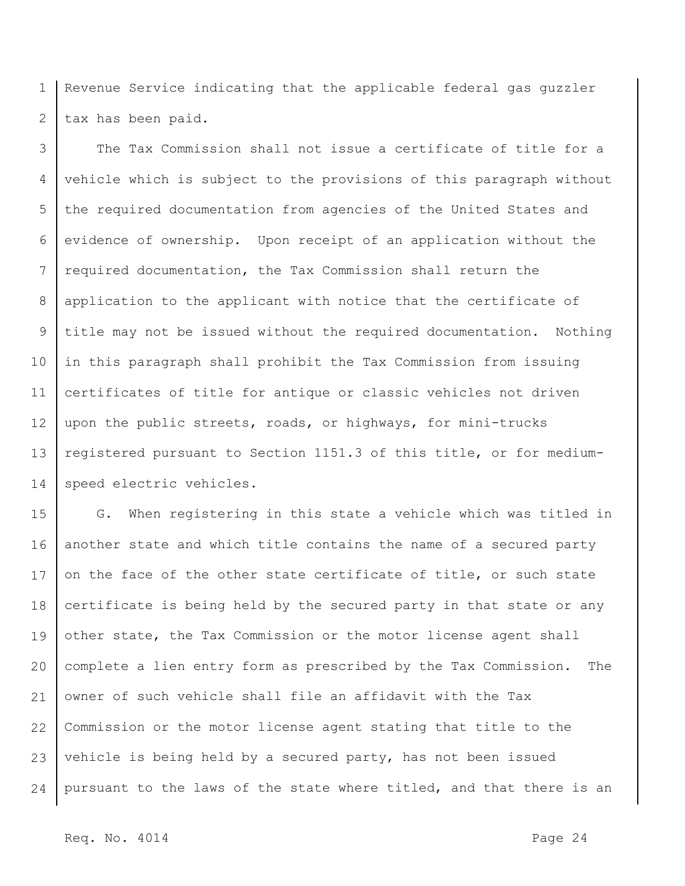Revenue Service indicating that the applicable federal gas guzzler tax has been paid.

The Tax Commission shall not issue a certificate of title for a vehicle which is subject to the provisions of this paragraph without the required documentation from agencies of the United States and evidence of ownership. Upon receipt of an application without the required documentation, the Tax Commission shall return the application to the applicant with notice that the certificate of title may not be issued without the required documentation. Nothing in this paragraph shall prohibit the Tax Commission from issuing certificates of title for antique or classic vehicles not driven upon the public streets, roads, or highways, for mini-trucks registered pursuant to Section 1151.3 of this title, or for medium-speed electric vehicles.

G. When registering in this state a vehicle which was titled in another state and which title contains the name of a secured party on the face of the other state certificate of title, or such state certificate is being held by the secured party in that state or any other state, the Tax Commission or the motor license agent shall complete a lien entry form as prescribed by the Tax Commission. The owner of such vehicle shall file an affidavit with the Tax Commission or the motor license agent stating that title to the vehicle is being held by a secured party, has not been issued pursuant to the laws of the state where titled, and that there is an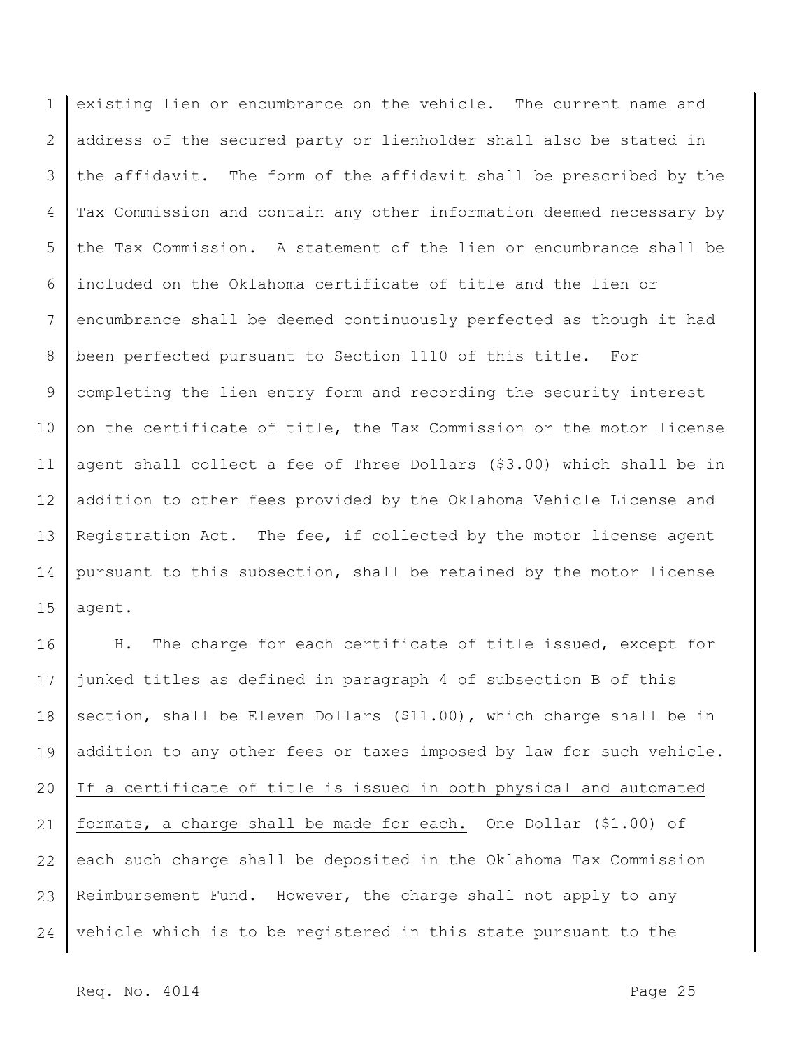existing lien or encumbrance on the vehicle. The current name and address of the secured party or lienholder shall also be stated in the affidavit. The form of the affidavit shall be prescribed by the Tax Commission and contain any other information deemed necessary by the Tax Commission. A statement of the lien or encumbrance shall be included on the Oklahoma certificate of title and the lien or encumbrance shall be deemed continuously perfected as though it had been perfected pursuant to Section 1110 of this title. For completing the lien entry form and recording the security interest on the certificate of title, the Tax Commission or the motor license agent shall collect a fee of Three Dollars ($3.00) which shall be in addition to other fees provided by the Oklahoma Vehicle License and Registration Act. The fee, if collected by the motor license agent pursuant to this subsection, shall be retained by the motor license agent.

H. The charge for each certificate of title issued, except for junked titles as defined in paragraph 4 of subsection B of this section, shall be Eleven Dollars ($11.00), which charge shall be in addition to any other fees or taxes imposed by law for such vehicle. <u>If a certificate of title is issued in both physical and automated formats, a charge shall be made for each.</u> One Dollar ($1.00) of each such charge shall be deposited in the Oklahoma Tax Commission Reimbursement Fund. However, the charge shall not apply to any vehicle which is to be registered in this state pursuant to the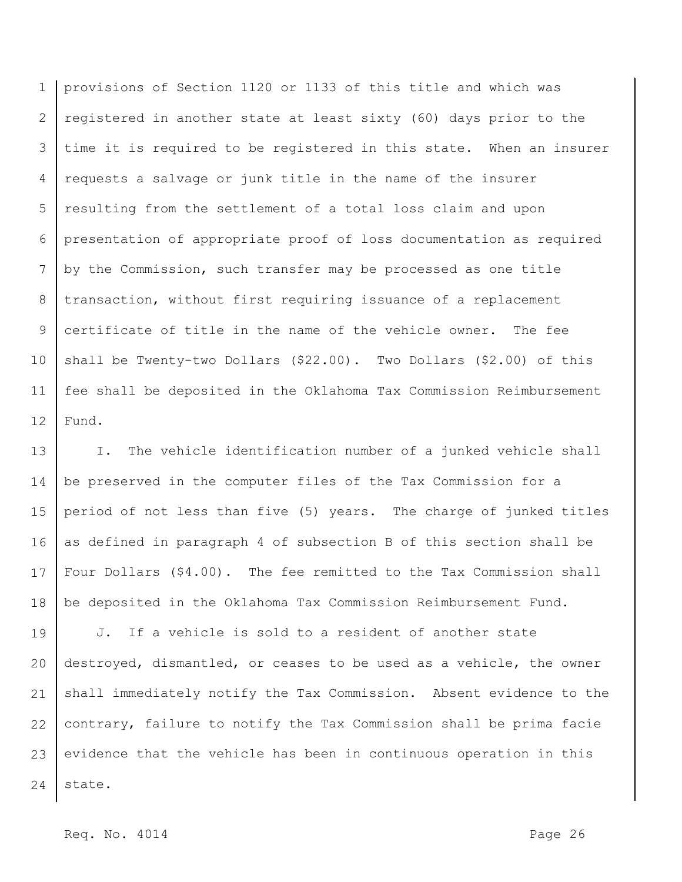provisions of Section 1120 or 1133 of this title and which was registered in another state at least sixty (60) days prior to the time it is required to be registered in this state. When an insurer requests a salvage or junk title in the name of the insurer resulting from the settlement of a total loss claim and upon presentation of appropriate proof of loss documentation as required by the Commission, such transfer may be processed as one title transaction, without first requiring issuance of a replacement certificate of title in the name of the vehicle owner. The fee shall be Twenty-two Dollars ($22.00). Two Dollars ($2.00) of this fee shall be deposited in the Oklahoma Tax Commission Reimbursement Fund.

I. The vehicle identification number of a junked vehicle shall be preserved in the computer files of the Tax Commission for a period of not less than five (5) years. The charge of junked titles as defined in paragraph 4 of subsection B of this section shall be Four Dollars ($4.00). The fee remitted to the Tax Commission shall be deposited in the Oklahoma Tax Commission Reimbursement Fund.

J. If a vehicle is sold to a resident of another state destroyed, dismantled, or ceases to be used as a vehicle, the owner shall immediately notify the Tax Commission. Absent evidence to the contrary, failure to notify the Tax Commission shall be prima facie evidence that the vehicle has been in continuous operation in this state.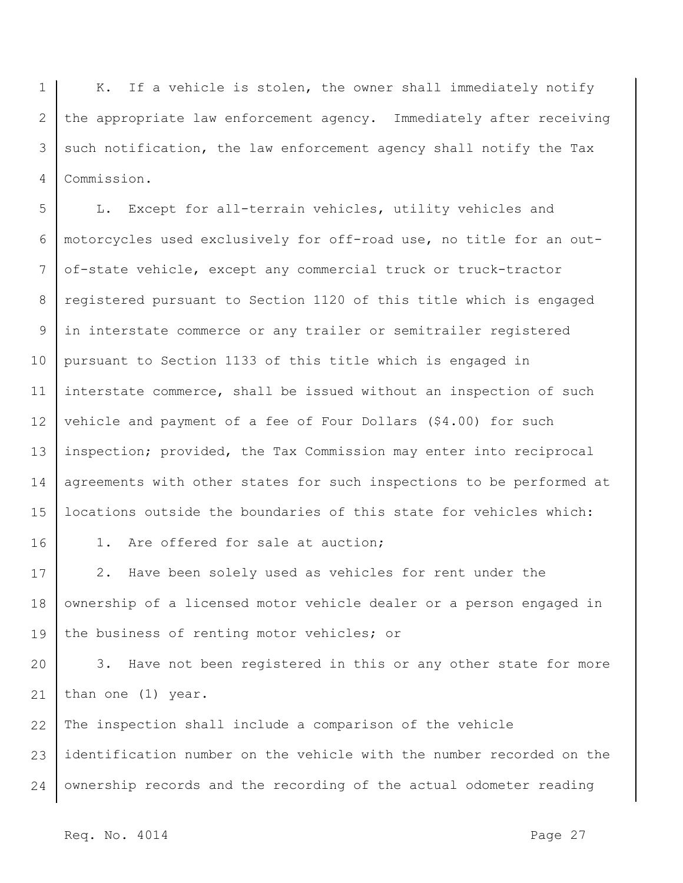K. If a vehicle is stolen, the owner shall immediately notify the appropriate law enforcement agency. Immediately after receiving such notification, the law enforcement agency shall notify the Tax Commission.

L. Except for all-terrain vehicles, utility vehicles and motorcycles used exclusively for off-road use, no title for an out-of-state vehicle, except any commercial truck or truck-tractor registered pursuant to Section 1120 of this title which is engaged in interstate commerce or any trailer or semitrailer registered pursuant to Section 1133 of this title which is engaged in interstate commerce, shall be issued without an inspection of such vehicle and payment of a fee of Four Dollars ($4.00) for such inspection; provided, the Tax Commission may enter into reciprocal agreements with other states for such inspections to be performed at locations outside the boundaries of this state for vehicles which:

1. Are offered for sale at auction;

2. Have been solely used as vehicles for rent under the ownership of a licensed motor vehicle dealer or a person engaged in the business of renting motor vehicles; or

3. Have not been registered in this or any other state for more than one (1) year.

The inspection shall include a comparison of the vehicle identification number on the vehicle with the number recorded on the ownership records and the recording of the actual odometer reading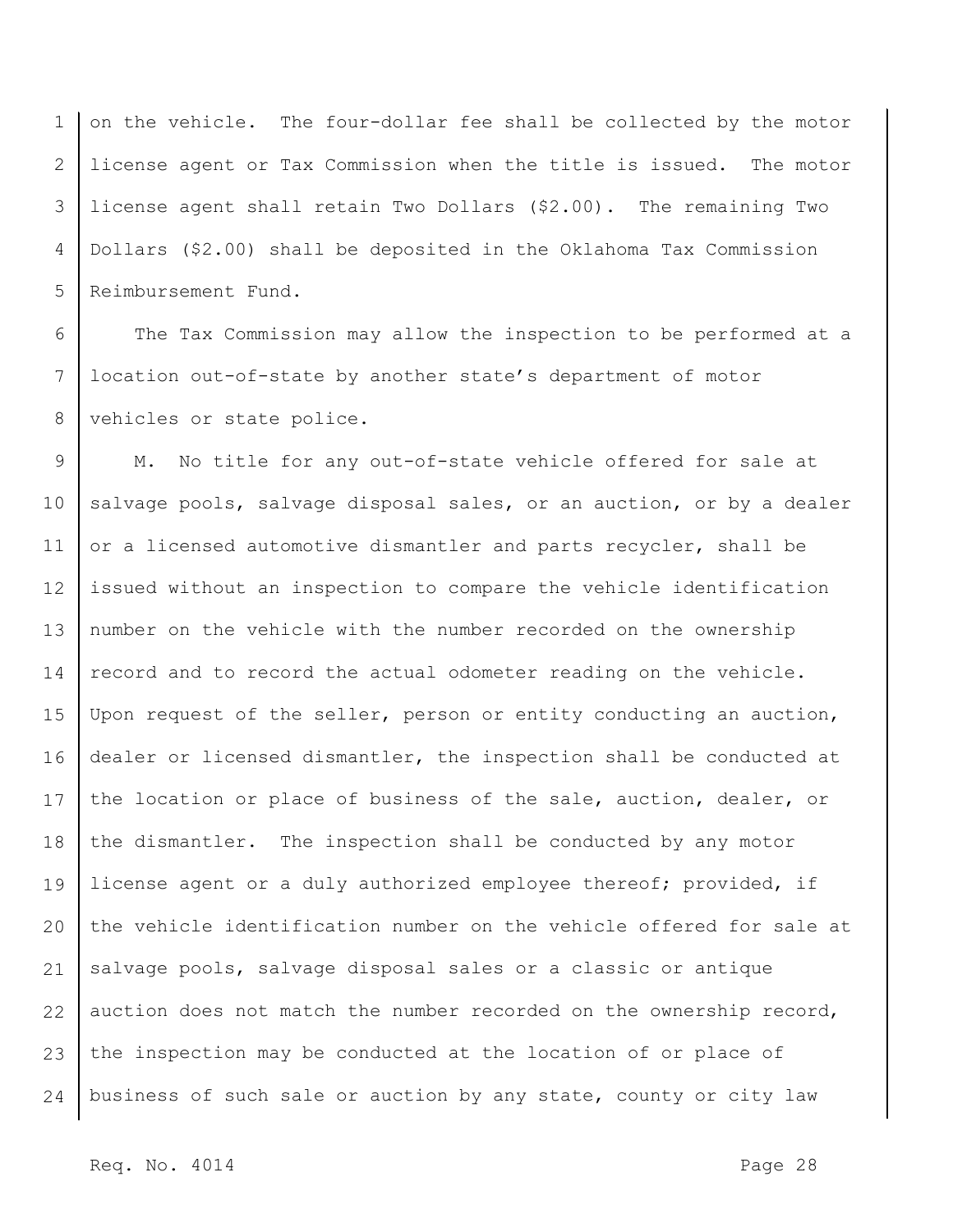on the vehicle. The four-dollar fee shall be collected by the motor license agent or Tax Commission when the title is issued. The motor license agent shall retain Two Dollars ($2.00). The remaining Two Dollars ($2.00) shall be deposited in the Oklahoma Tax Commission Reimbursement Fund.

The Tax Commission may allow the inspection to be performed at a location out-of-state by another state's department of motor vehicles or state police.

M. No title for any out-of-state vehicle offered for sale at salvage pools, salvage disposal sales, or an auction, or by a dealer or a licensed automotive dismantler and parts recycler, shall be issued without an inspection to compare the vehicle identification number on the vehicle with the number recorded on the ownership record and to record the actual odometer reading on the vehicle. Upon request of the seller, person or entity conducting an auction, dealer or licensed dismantler, the inspection shall be conducted at the location or place of business of the sale, auction, dealer, or the dismantler. The inspection shall be conducted by any motor license agent or a duly authorized employee thereof; provided, if the vehicle identification number on the vehicle offered for sale at salvage pools, salvage disposal sales or a classic or antique auction does not match the number recorded on the ownership record, the inspection may be conducted at the location of or place of business of such sale or auction by any state, county or city law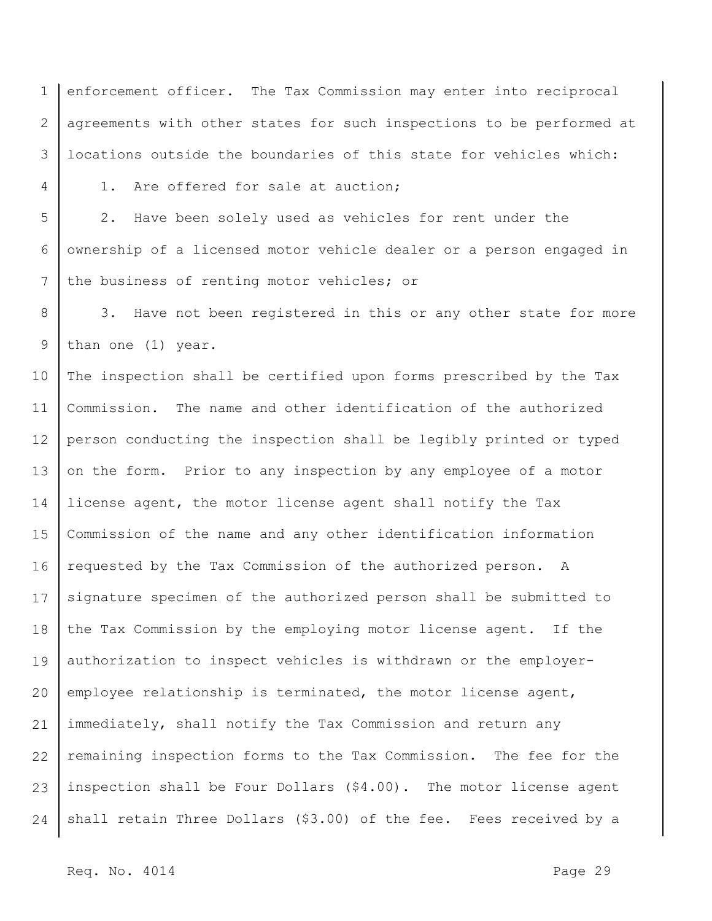enforcement officer. The Tax Commission may enter into reciprocal agreements with other states for such inspections to be performed at locations outside the boundaries of this state for vehicles which:

1. Are offered for sale at auction;

2. Have been solely used as vehicles for rent under the ownership of a licensed motor vehicle dealer or a person engaged in the business of renting motor vehicles; or

3. Have not been registered in this or any other state for more than one (1) year.

The inspection shall be certified upon forms prescribed by the Tax Commission. The name and other identification of the authorized person conducting the inspection shall be legibly printed or typed on the form. Prior to any inspection by any employee of a motor license agent, the motor license agent shall notify the Tax Commission of the name and any other identification information requested by the Tax Commission of the authorized person. A signature specimen of the authorized person shall be submitted to the Tax Commission by the employing motor license agent. If the authorization to inspect vehicles is withdrawn or the employer-employee relationship is terminated, the motor license agent, immediately, shall notify the Tax Commission and return any remaining inspection forms to the Tax Commission. The fee for the inspection shall be Four Dollars ($4.00). The motor license agent shall retain Three Dollars ($3.00) of the fee. Fees received by a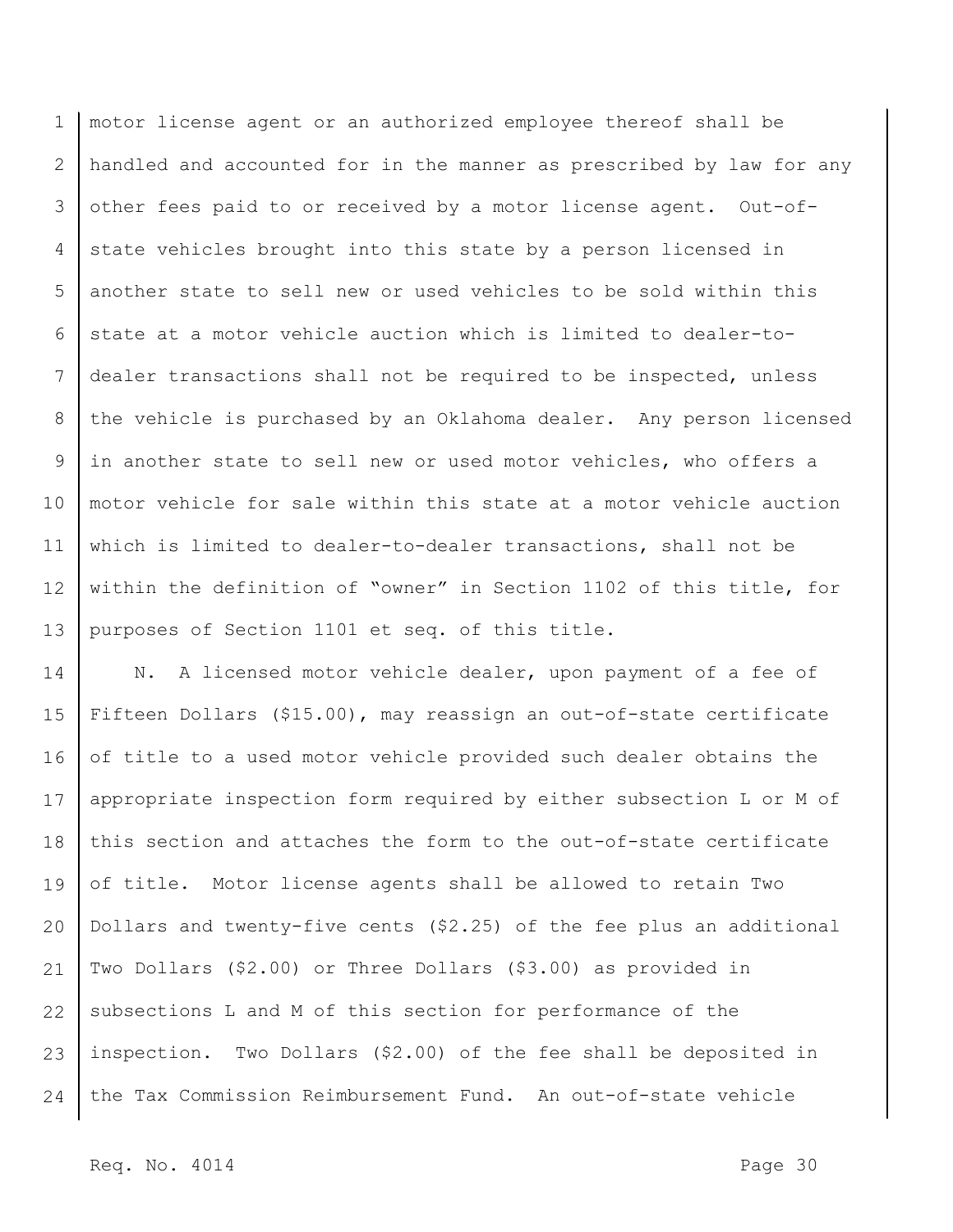motor license agent or an authorized employee thereof shall be handled and accounted for in the manner as prescribed by law for any other fees paid to or received by a motor license agent. Out-of-state vehicles brought into this state by a person licensed in another state to sell new or used vehicles to be sold within this state at a motor vehicle auction which is limited to dealer-to-dealer transactions shall not be required to be inspected, unless the vehicle is purchased by an Oklahoma dealer. Any person licensed in another state to sell new or used motor vehicles, who offers a motor vehicle for sale within this state at a motor vehicle auction which is limited to dealer-to-dealer transactions, shall not be within the definition of "owner" in Section 1102 of this title, for purposes of Section 1101 et seq. of this title.

N. A licensed motor vehicle dealer, upon payment of a fee of Fifteen Dollars ($15.00), may reassign an out-of-state certificate of title to a used motor vehicle provided such dealer obtains the appropriate inspection form required by either subsection L or M of this section and attaches the form to the out-of-state certificate of title. Motor license agents shall be allowed to retain Two Dollars and twenty-five cents ($2.25) of the fee plus an additional Two Dollars ($2.00) or Three Dollars ($3.00) as provided in subsections L and M of this section for performance of the inspection. Two Dollars ($2.00) of the fee shall be deposited in the Tax Commission Reimbursement Fund. An out-of-state vehicle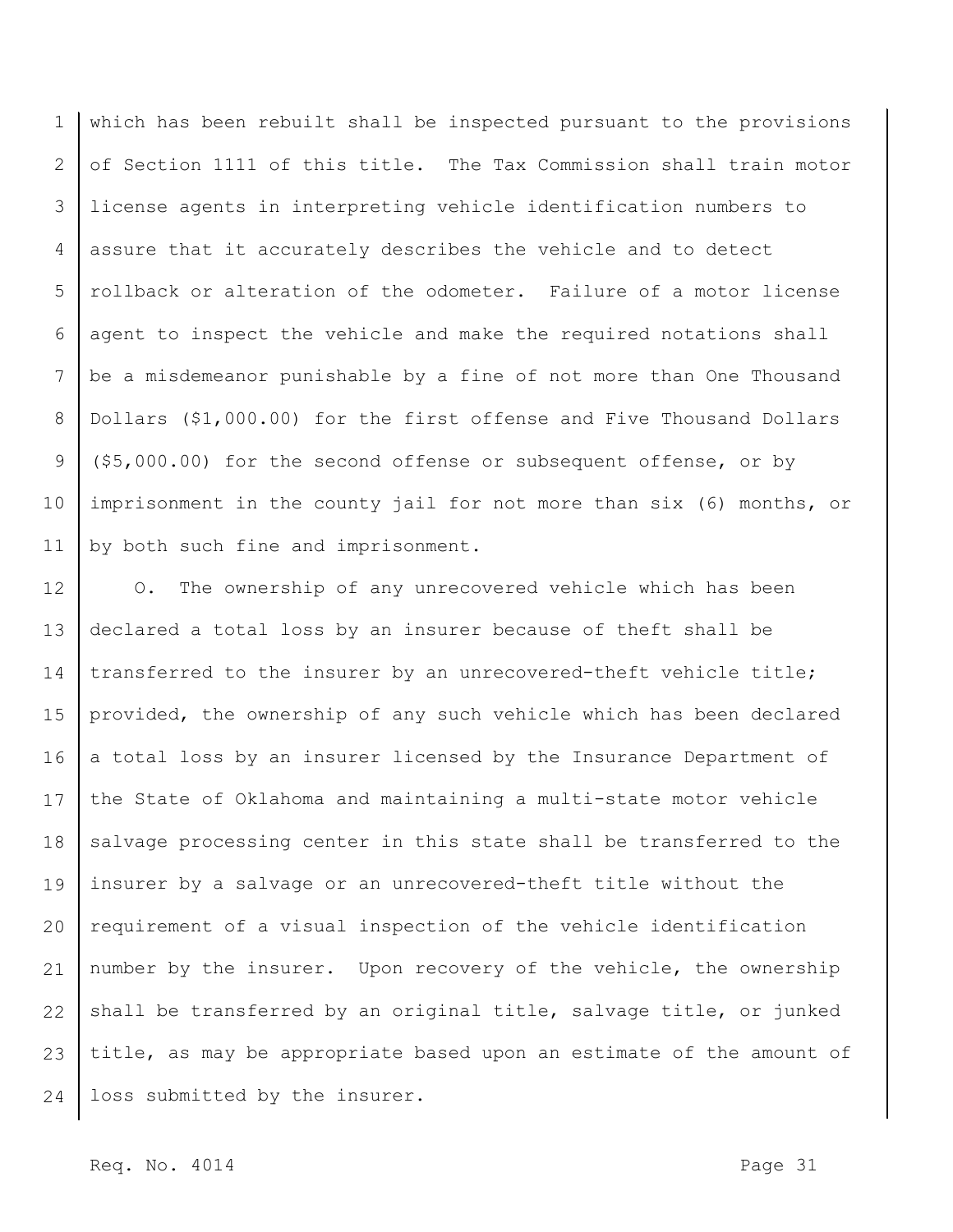which has been rebuilt shall be inspected pursuant to the provisions of Section 1111 of this title. The Tax Commission shall train motor license agents in interpreting vehicle identification numbers to assure that it accurately describes the vehicle and to detect rollback or alteration of the odometer. Failure of a motor license agent to inspect the vehicle and make the required notations shall be a misdemeanor punishable by a fine of not more than One Thousand Dollars ($1,000.00) for the first offense and Five Thousand Dollars ($5,000.00) for the second offense or subsequent offense, or by imprisonment in the county jail for not more than six (6) months, or by both such fine and imprisonment.

O. The ownership of any unrecovered vehicle which has been declared a total loss by an insurer because of theft shall be transferred to the insurer by an unrecovered-theft vehicle title; provided, the ownership of any such vehicle which has been declared a total loss by an insurer licensed by the Insurance Department of the State of Oklahoma and maintaining a multi-state motor vehicle salvage processing center in this state shall be transferred to the insurer by a salvage or an unrecovered-theft title without the requirement of a visual inspection of the vehicle identification number by the insurer. Upon recovery of the vehicle, the ownership shall be transferred by an original title, salvage title, or junked title, as may be appropriate based upon an estimate of the amount of loss submitted by the insurer.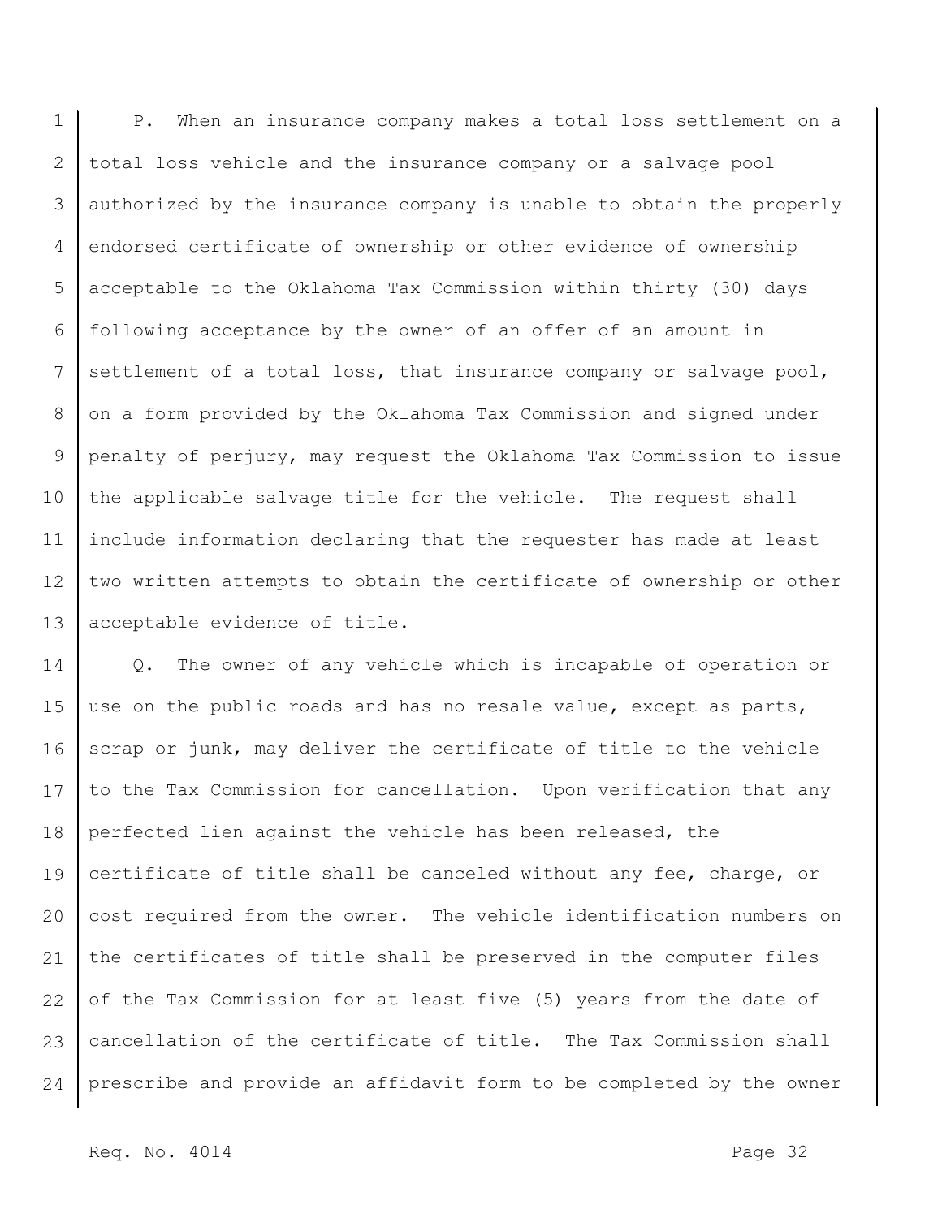P. When an insurance company makes a total loss settlement on a total loss vehicle and the insurance company or a salvage pool authorized by the insurance company is unable to obtain the properly endorsed certificate of ownership or other evidence of ownership acceptable to the Oklahoma Tax Commission within thirty (30) days following acceptance by the owner of an offer of an amount in settlement of a total loss, that insurance company or salvage pool, on a form provided by the Oklahoma Tax Commission and signed under penalty of perjury, may request the Oklahoma Tax Commission to issue the applicable salvage title for the vehicle. The request shall include information declaring that the requester has made at least two written attempts to obtain the certificate of ownership or other acceptable evidence of title.

Q. The owner of any vehicle which is incapable of operation or use on the public roads and has no resale value, except as parts, scrap or junk, may deliver the certificate of title to the vehicle to the Tax Commission for cancellation. Upon verification that any perfected lien against the vehicle has been released, the certificate of title shall be canceled without any fee, charge, or cost required from the owner. The vehicle identification numbers on the certificates of title shall be preserved in the computer files of the Tax Commission for at least five (5) years from the date of cancellation of the certificate of title. The Tax Commission shall prescribe and provide an affidavit form to be completed by the owner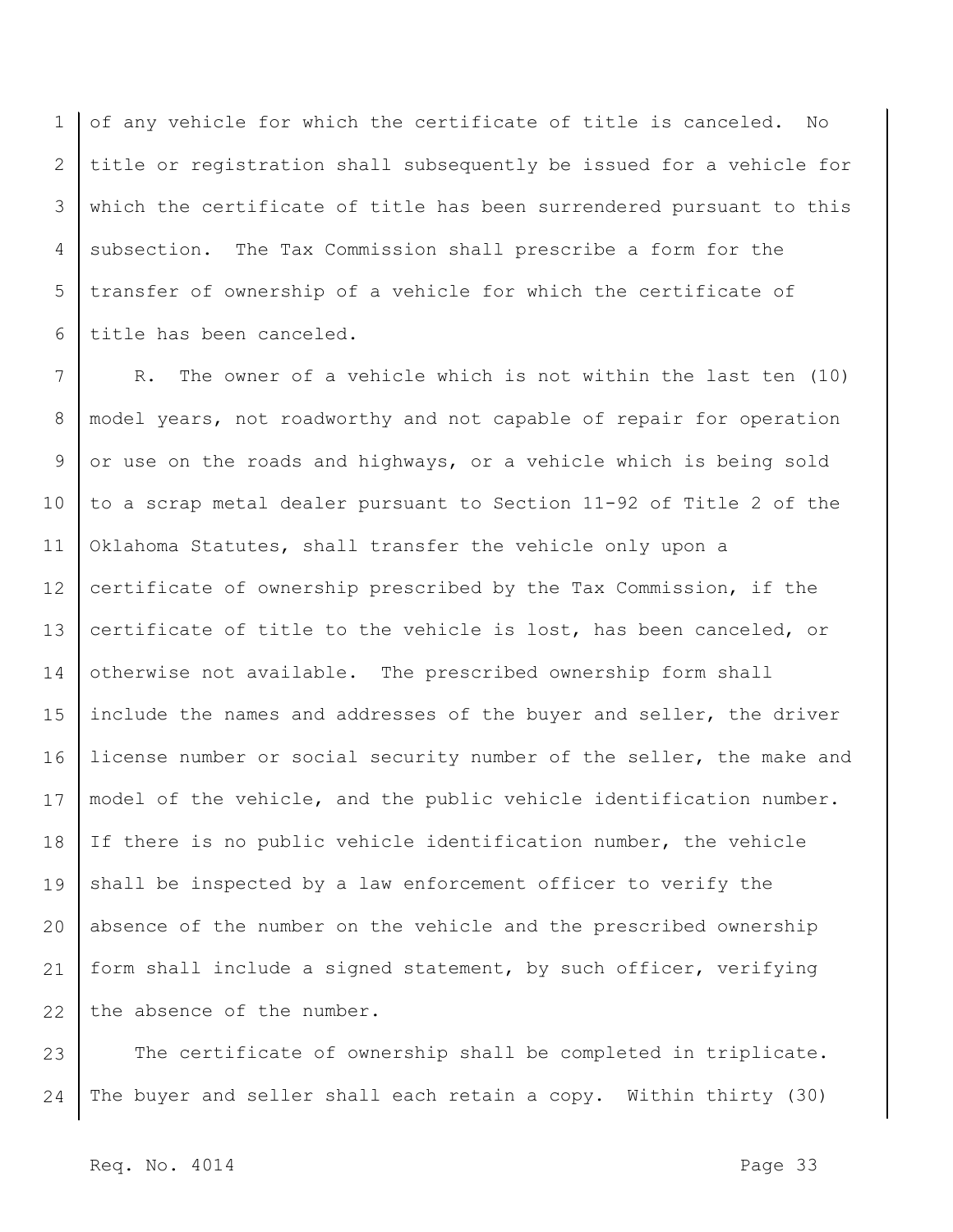of any vehicle for which the certificate of title is canceled. No title or registration shall subsequently be issued for a vehicle for which the certificate of title has been surrendered pursuant to this subsection. The Tax Commission shall prescribe a form for the transfer of ownership of a vehicle for which the certificate of title has been canceled.

R. The owner of a vehicle which is not within the last ten (10) model years, not roadworthy and not capable of repair for operation or use on the roads and highways, or a vehicle which is being sold to a scrap metal dealer pursuant to Section 11-92 of Title 2 of the Oklahoma Statutes, shall transfer the vehicle only upon a certificate of ownership prescribed by the Tax Commission, if the certificate of title to the vehicle is lost, has been canceled, or otherwise not available. The prescribed ownership form shall include the names and addresses of the buyer and seller, the driver license number or social security number of the seller, the make and model of the vehicle, and the public vehicle identification number. If there is no public vehicle identification number, the vehicle shall be inspected by a law enforcement officer to verify the absence of the number on the vehicle and the prescribed ownership form shall include a signed statement, by such officer, verifying the absence of the number.

The certificate of ownership shall be completed in triplicate. The buyer and seller shall each retain a copy. Within thirty (30)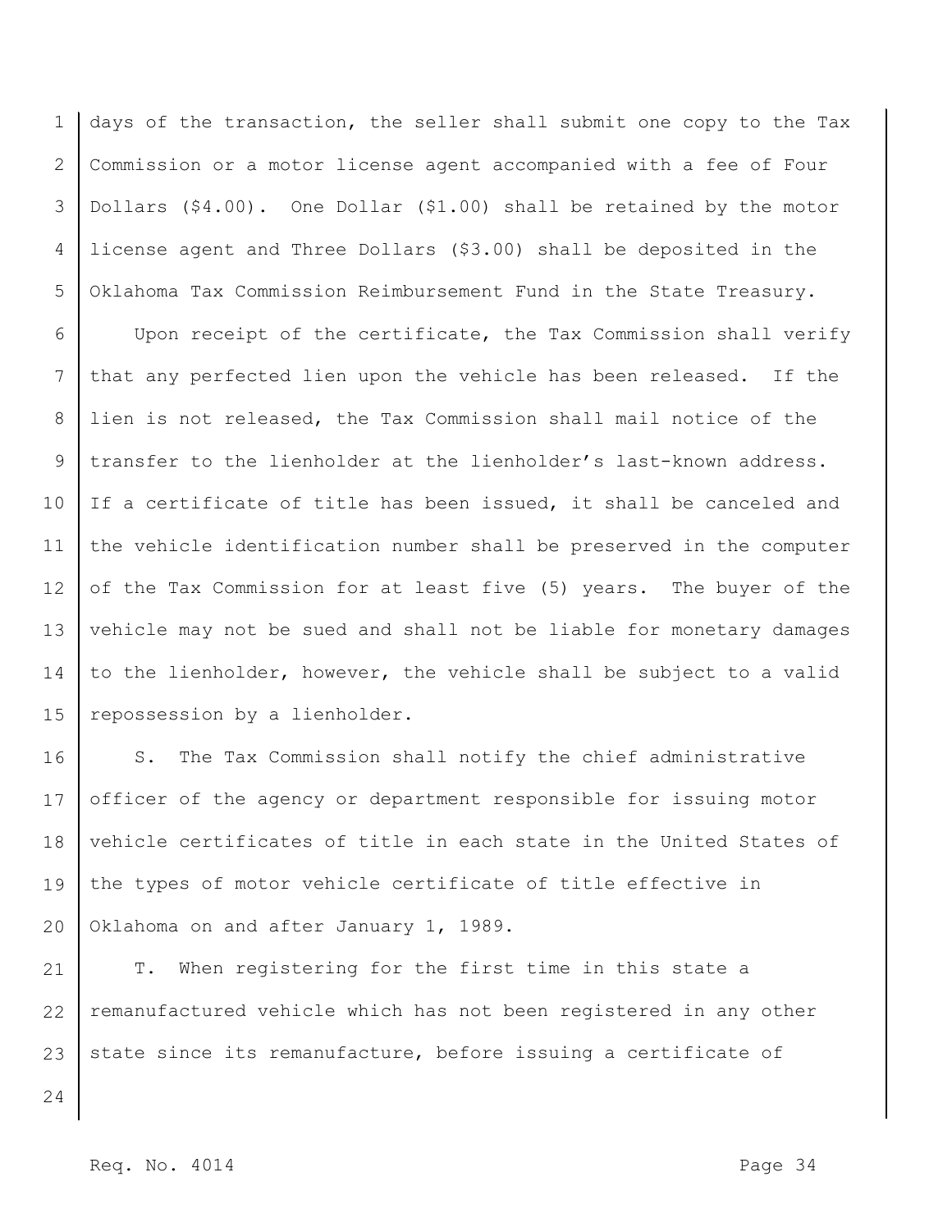days of the transaction, the seller shall submit one copy to the Tax Commission or a motor license agent accompanied with a fee of Four Dollars ($4.00). One Dollar ($1.00) shall be retained by the motor license agent and Three Dollars ($3.00) shall be deposited in the Oklahoma Tax Commission Reimbursement Fund in the State Treasury.

Upon receipt of the certificate, the Tax Commission shall verify that any perfected lien upon the vehicle has been released. If the lien is not released, the Tax Commission shall mail notice of the transfer to the lienholder at the lienholder's last-known address. If a certificate of title has been issued, it shall be canceled and the vehicle identification number shall be preserved in the computer of the Tax Commission for at least five (5) years. The buyer of the vehicle may not be sued and shall not be liable for monetary damages to the lienholder, however, the vehicle shall be subject to a valid repossession by a lienholder.

S. The Tax Commission shall notify the chief administrative officer of the agency or department responsible for issuing motor vehicle certificates of title in each state in the United States of the types of motor vehicle certificate of title effective in Oklahoma on and after January 1, 1989.

T. When registering for the first time in this state a remanufactured vehicle which has not been registered in any other state since its remanufacture, before issuing a certificate of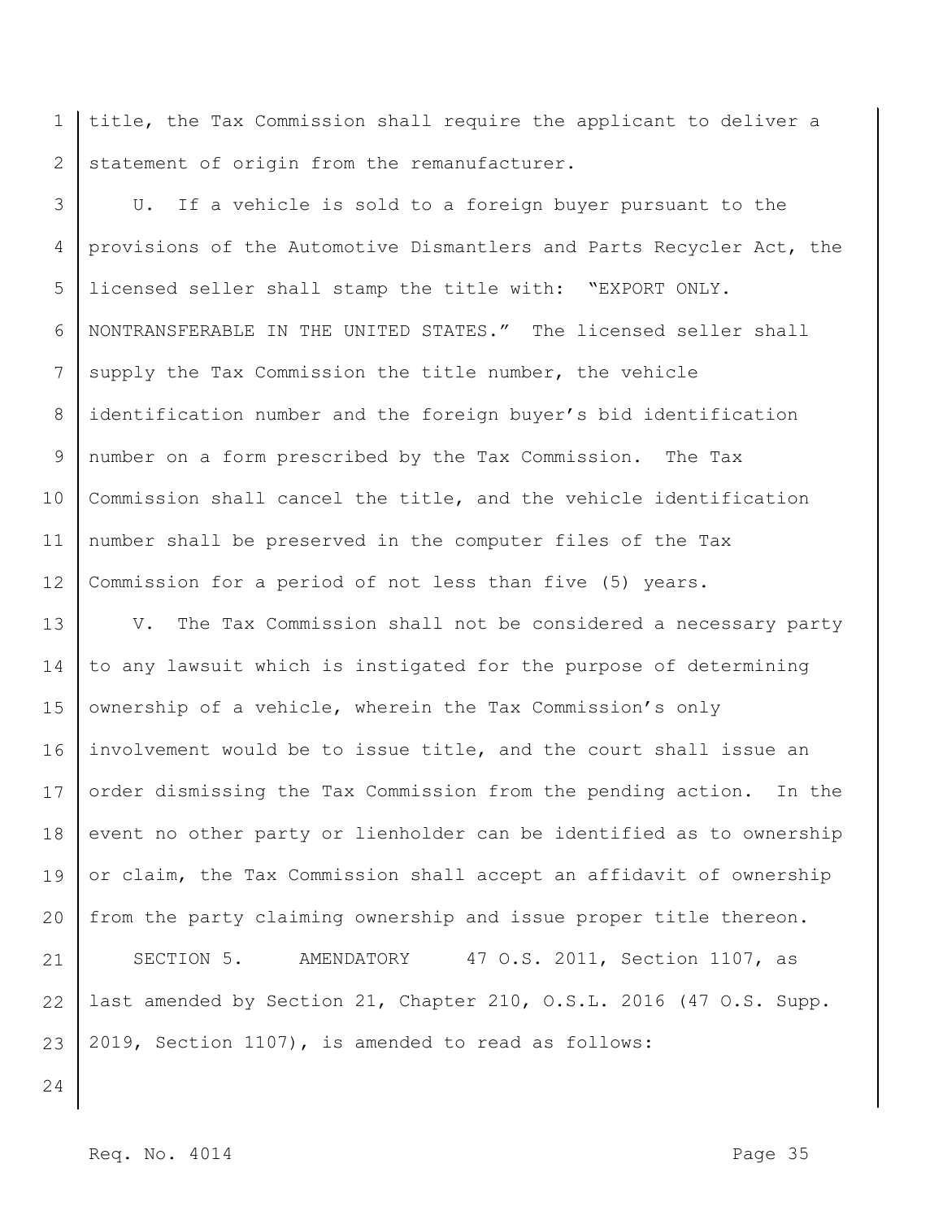title, the Tax Commission shall require the applicant to deliver a statement of origin from the remanufacturer.

U. If a vehicle is sold to a foreign buyer pursuant to the provisions of the Automotive Dismantlers and Parts Recycler Act, the licensed seller shall stamp the title with: "EXPORT ONLY. NONTRANSFERABLE IN THE UNITED STATES." The licensed seller shall supply the Tax Commission the title number, the vehicle identification number and the foreign buyer's bid identification number on a form prescribed by the Tax Commission. The Tax Commission shall cancel the title, and the vehicle identification number shall be preserved in the computer files of the Tax Commission for a period of not less than five (5) years.

V. The Tax Commission shall not be considered a necessary party to any lawsuit which is instigated for the purpose of determining ownership of a vehicle, wherein the Tax Commission's only involvement would be to issue title, and the court shall issue an order dismissing the Tax Commission from the pending action. In the event no other party or lienholder can be identified as to ownership or claim, the Tax Commission shall accept an affidavit of ownership from the party claiming ownership and issue proper title thereon.

SECTION 5. AMENDATORY 47 O.S. 2011, Section 1107, as last amended by Section 21, Chapter 210, O.S.L. 2016 (47 O.S. Supp. 2019, Section 1107), is amended to read as follows: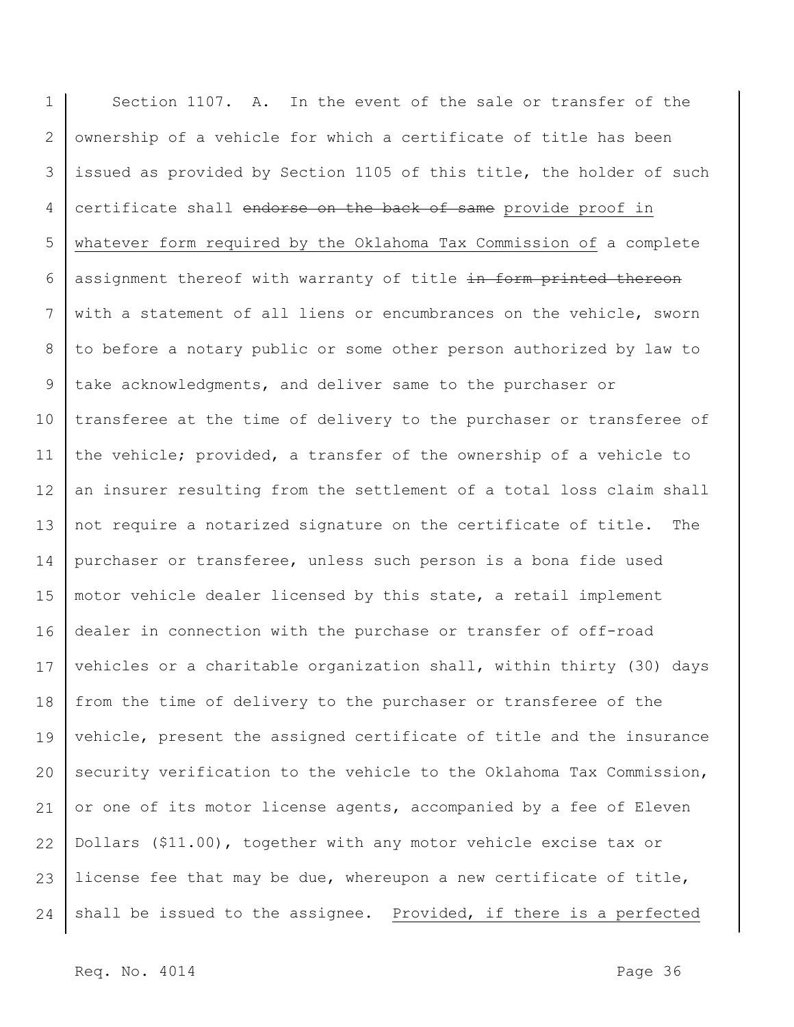Section 1107. A. In the event of the sale or transfer of the ownership of a vehicle for which a certificate of title has been issued as provided by Section 1105 of this title, the holder of such certificate shall ~~endorse on the back of same~~ provide proof in whatever form required by the Oklahoma Tax Commission of a complete assignment thereof with warranty of title ~~in form printed thereon~~ with a statement of all liens or encumbrances on the vehicle, sworn to before a notary public or some other person authorized by law to take acknowledgments, and deliver same to the purchaser or transferee at the time of delivery to the purchaser or transferee of the vehicle; provided, a transfer of the ownership of a vehicle to an insurer resulting from the settlement of a total loss claim shall not require a notarized signature on the certificate of title. The purchaser or transferee, unless such person is a bona fide used motor vehicle dealer licensed by this state, a retail implement dealer in connection with the purchase or transfer of off-road vehicles or a charitable organization shall, within thirty (30) days from the time of delivery to the purchaser or transferee of the vehicle, present the assigned certificate of title and the insurance security verification to the vehicle to the Oklahoma Tax Commission, or one of its motor license agents, accompanied by a fee of Eleven Dollars ($11.00), together with any motor vehicle excise tax or license fee that may be due, whereupon a new certificate of title, shall be issued to the assignee. Provided, if there is a perfected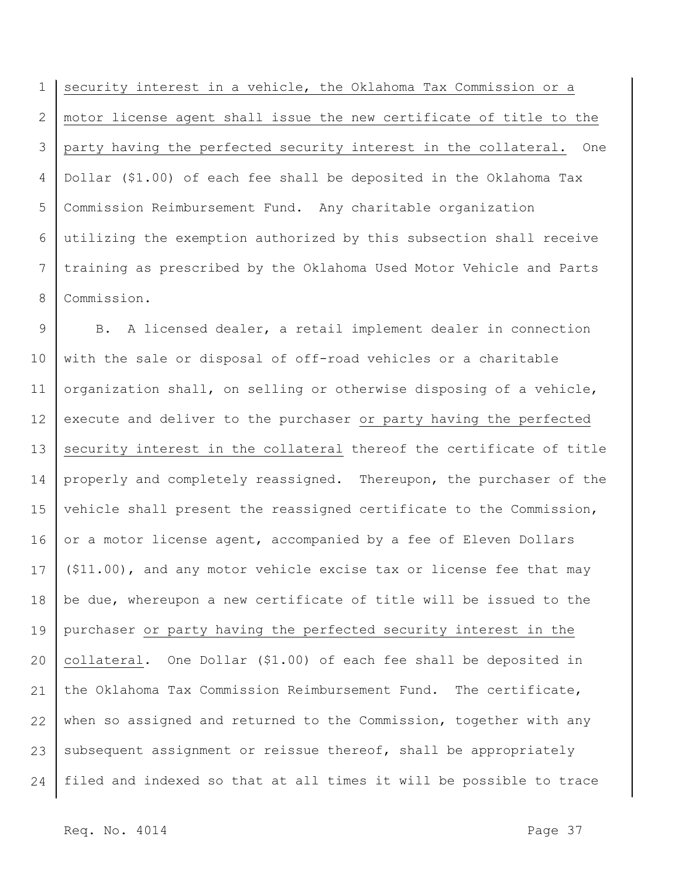security interest in a vehicle, the Oklahoma Tax Commission or a motor license agent shall issue the new certificate of title to the party having the perfected security interest in the collateral. One Dollar ($1.00) of each fee shall be deposited in the Oklahoma Tax Commission Reimbursement Fund. Any charitable organization utilizing the exemption authorized by this subsection shall receive training as prescribed by the Oklahoma Used Motor Vehicle and Parts Commission.

B. A licensed dealer, a retail implement dealer in connection with the sale or disposal of off-road vehicles or a charitable organization shall, on selling or otherwise disposing of a vehicle, execute and deliver to the purchaser or party having the perfected security interest in the collateral thereof the certificate of title properly and completely reassigned. Thereupon, the purchaser of the vehicle shall present the reassigned certificate to the Commission, or a motor license agent, accompanied by a fee of Eleven Dollars ($11.00), and any motor vehicle excise tax or license fee that may be due, whereupon a new certificate of title will be issued to the purchaser or party having the perfected security interest in the collateral. One Dollar ($1.00) of each fee shall be deposited in the Oklahoma Tax Commission Reimbursement Fund. The certificate, when so assigned and returned to the Commission, together with any subsequent assignment or reissue thereof, shall be appropriately filed and indexed so that at all times it will be possible to trace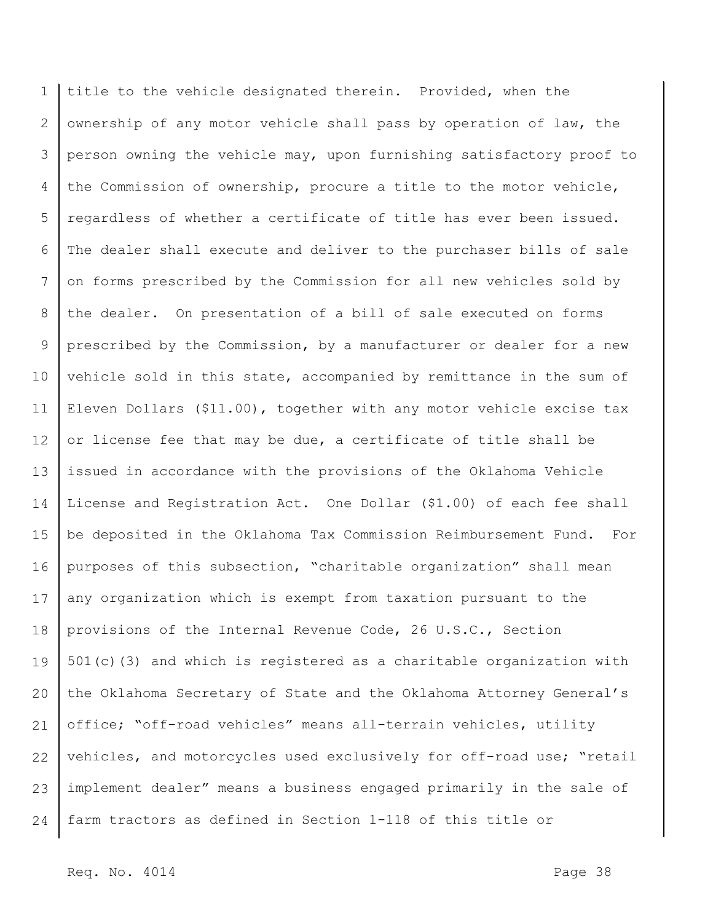title to the vehicle designated therein. Provided, when the ownership of any motor vehicle shall pass by operation of law, the person owning the vehicle may, upon furnishing satisfactory proof to the Commission of ownership, procure a title to the motor vehicle, regardless of whether a certificate of title has ever been issued. The dealer shall execute and deliver to the purchaser bills of sale on forms prescribed by the Commission for all new vehicles sold by the dealer. On presentation of a bill of sale executed on forms prescribed by the Commission, by a manufacturer or dealer for a new vehicle sold in this state, accompanied by remittance in the sum of Eleven Dollars ($11.00), together with any motor vehicle excise tax or license fee that may be due, a certificate of title shall be issued in accordance with the provisions of the Oklahoma Vehicle License and Registration Act. One Dollar ($1.00) of each fee shall be deposited in the Oklahoma Tax Commission Reimbursement Fund. For purposes of this subsection, "charitable organization" shall mean any organization which is exempt from taxation pursuant to the provisions of the Internal Revenue Code, 26 U.S.C., Section 501(c)(3) and which is registered as a charitable organization with the Oklahoma Secretary of State and the Oklahoma Attorney General's office; "off-road vehicles" means all-terrain vehicles, utility vehicles, and motorcycles used exclusively for off-road use; "retail implement dealer" means a business engaged primarily in the sale of farm tractors as defined in Section 1-118 of this title or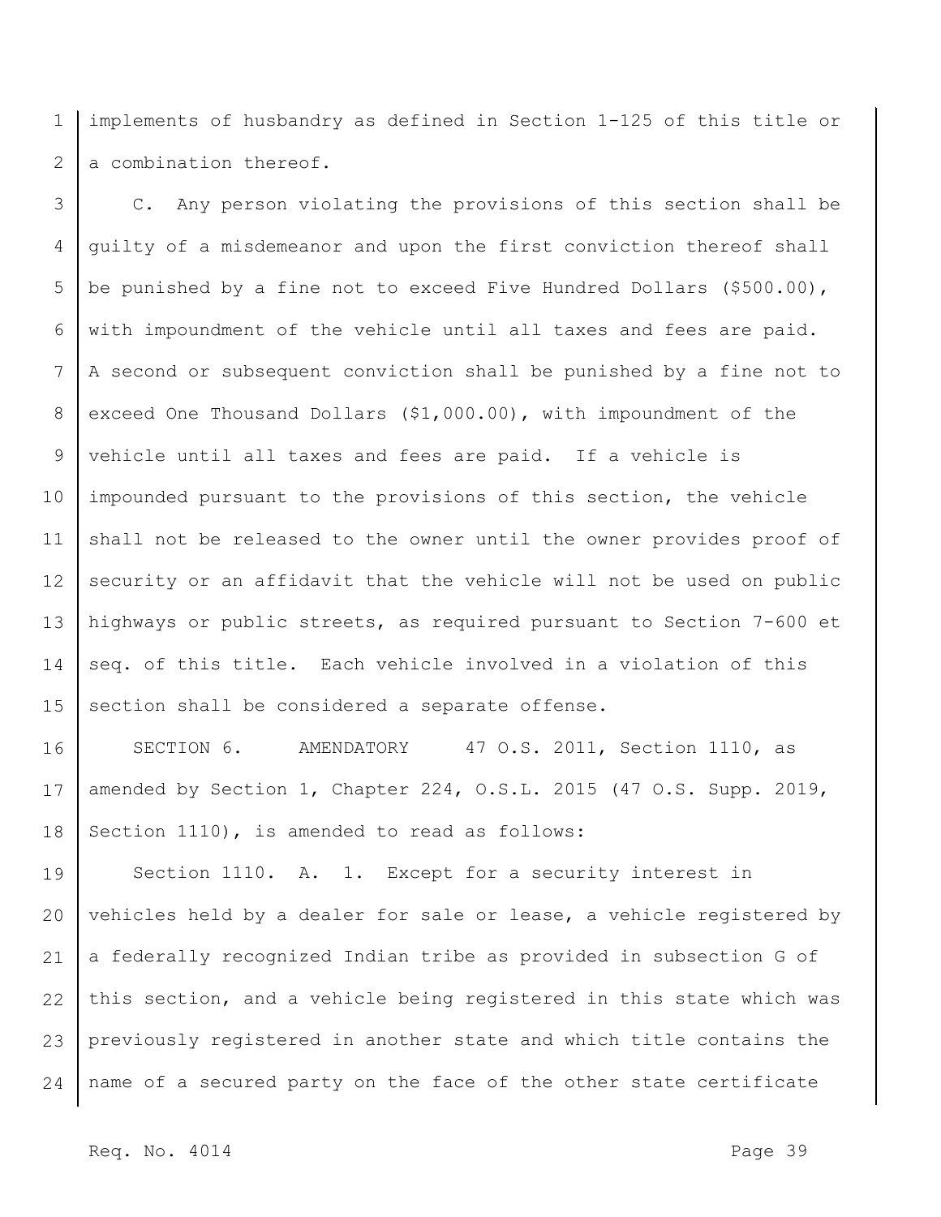implements of husbandry as defined in Section 1-125 of this title or a combination thereof.

C. Any person violating the provisions of this section shall be guilty of a misdemeanor and upon the first conviction thereof shall be punished by a fine not to exceed Five Hundred Dollars ($500.00), with impoundment of the vehicle until all taxes and fees are paid. A second or subsequent conviction shall be punished by a fine not to exceed One Thousand Dollars ($1,000.00), with impoundment of the vehicle until all taxes and fees are paid. If a vehicle is impounded pursuant to the provisions of this section, the vehicle shall not be released to the owner until the owner provides proof of security or an affidavit that the vehicle will not be used on public highways or public streets, as required pursuant to Section 7-600 et seq. of this title. Each vehicle involved in a violation of this section shall be considered a separate offense.

SECTION 6. AMENDATORY 47 O.S. 2011, Section 1110, as amended by Section 1, Chapter 224, O.S.L. 2015 (47 O.S. Supp. 2019, Section 1110), is amended to read as follows:

Section 1110. A. 1. Except for a security interest in vehicles held by a dealer for sale or lease, a vehicle registered by a federally recognized Indian tribe as provided in subsection G of this section, and a vehicle being registered in this state which was previously registered in another state and which title contains the name of a secured party on the face of the other state certificate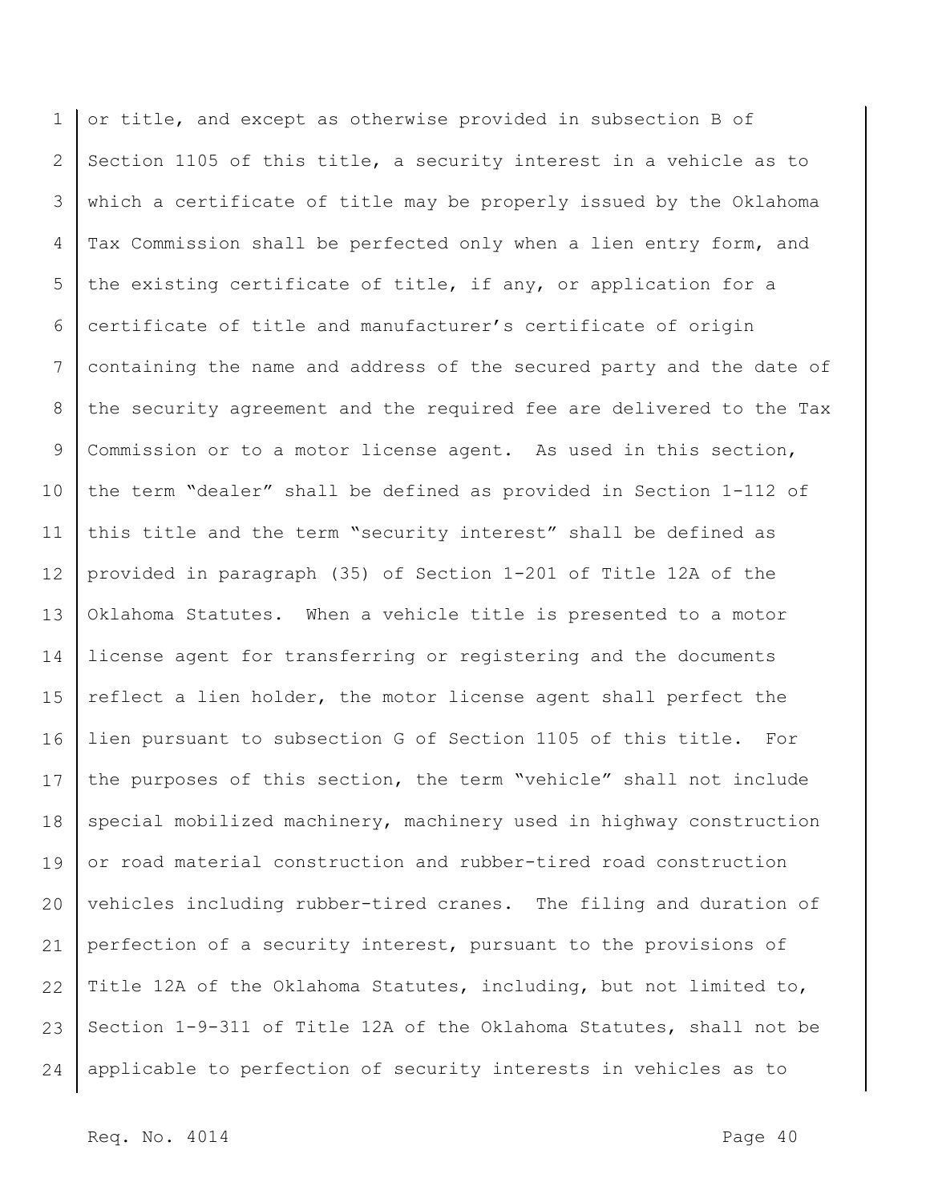or title, and except as otherwise provided in subsection B of Section 1105 of this title, a security interest in a vehicle as to which a certificate of title may be properly issued by the Oklahoma Tax Commission shall be perfected only when a lien entry form, and the existing certificate of title, if any, or application for a certificate of title and manufacturer's certificate of origin containing the name and address of the secured party and the date of the security agreement and the required fee are delivered to the Tax Commission or to a motor license agent. As used in this section, the term "dealer" shall be defined as provided in Section 1-112 of this title and the term "security interest" shall be defined as provided in paragraph (35) of Section 1-201 of Title 12A of the Oklahoma Statutes. When a vehicle title is presented to a motor license agent for transferring or registering and the documents reflect a lien holder, the motor license agent shall perfect the lien pursuant to subsection G of Section 1105 of this title. For the purposes of this section, the term "vehicle" shall not include special mobilized machinery, machinery used in highway construction or road material construction and rubber-tired road construction vehicles including rubber-tired cranes. The filing and duration of perfection of a security interest, pursuant to the provisions of Title 12A of the Oklahoma Statutes, including, but not limited to, Section 1-9-311 of Title 12A of the Oklahoma Statutes, shall not be applicable to perfection of security interests in vehicles as to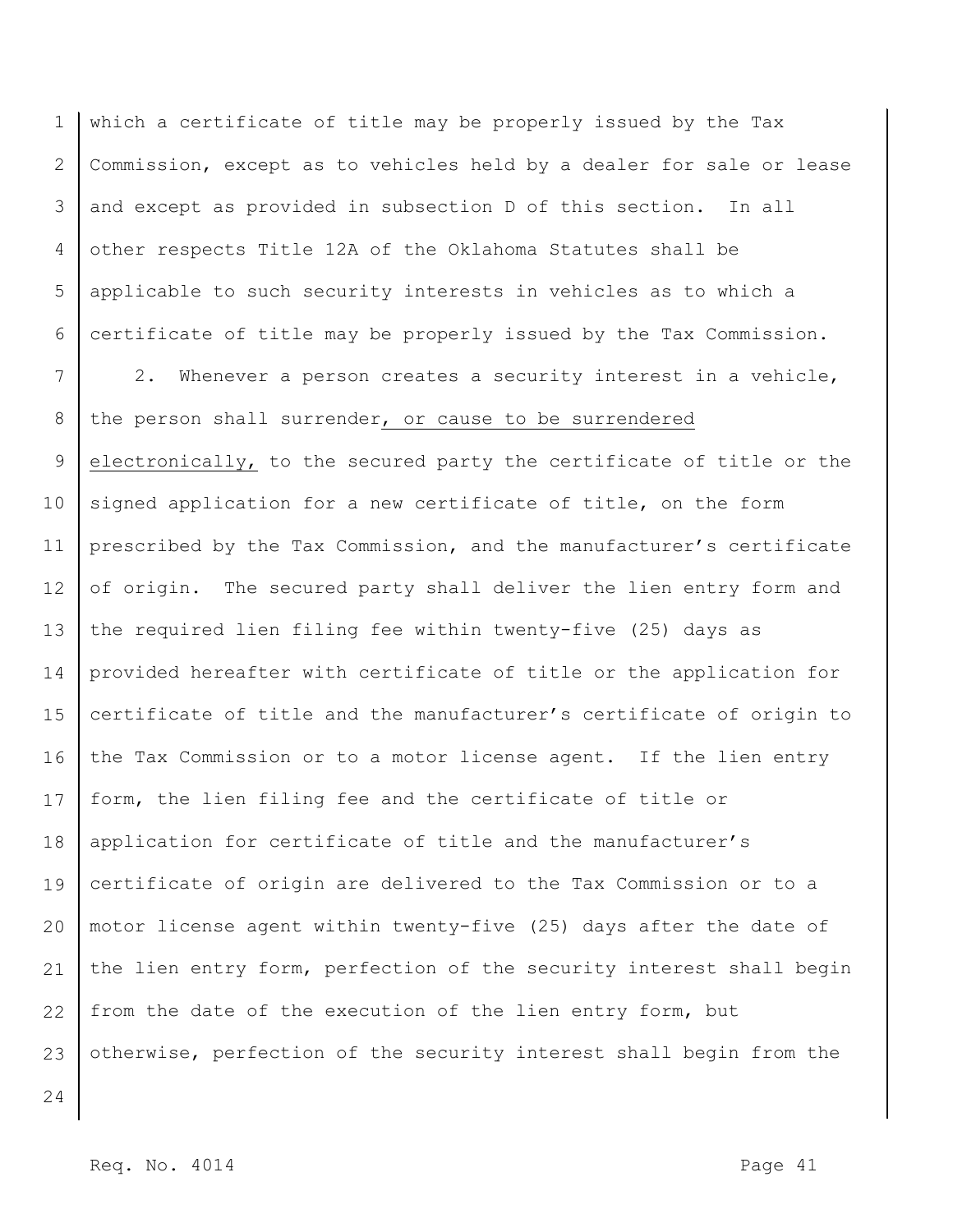which a certificate of title may be properly issued by the Tax Commission, except as to vehicles held by a dealer for sale or lease and except as provided in subsection D of this section. In all other respects Title 12A of the Oklahoma Statutes shall be applicable to such security interests in vehicles as to which a certificate of title may be properly issued by the Tax Commission.

2. Whenever a person creates a security interest in a vehicle, the person shall surrender, or cause to be surrendered electronically, to the secured party the certificate of title or the signed application for a new certificate of title, on the form prescribed by the Tax Commission, and the manufacturer's certificate of origin. The secured party shall deliver the lien entry form and the required lien filing fee within twenty-five (25) days as provided hereafter with certificate of title or the application for certificate of title and the manufacturer's certificate of origin to the Tax Commission or to a motor license agent. If the lien entry form, the lien filing fee and the certificate of title or application for certificate of title and the manufacturer's certificate of origin are delivered to the Tax Commission or to a motor license agent within twenty-five (25) days after the date of the lien entry form, perfection of the security interest shall begin from the date of the execution of the lien entry form, but otherwise, perfection of the security interest shall begin from the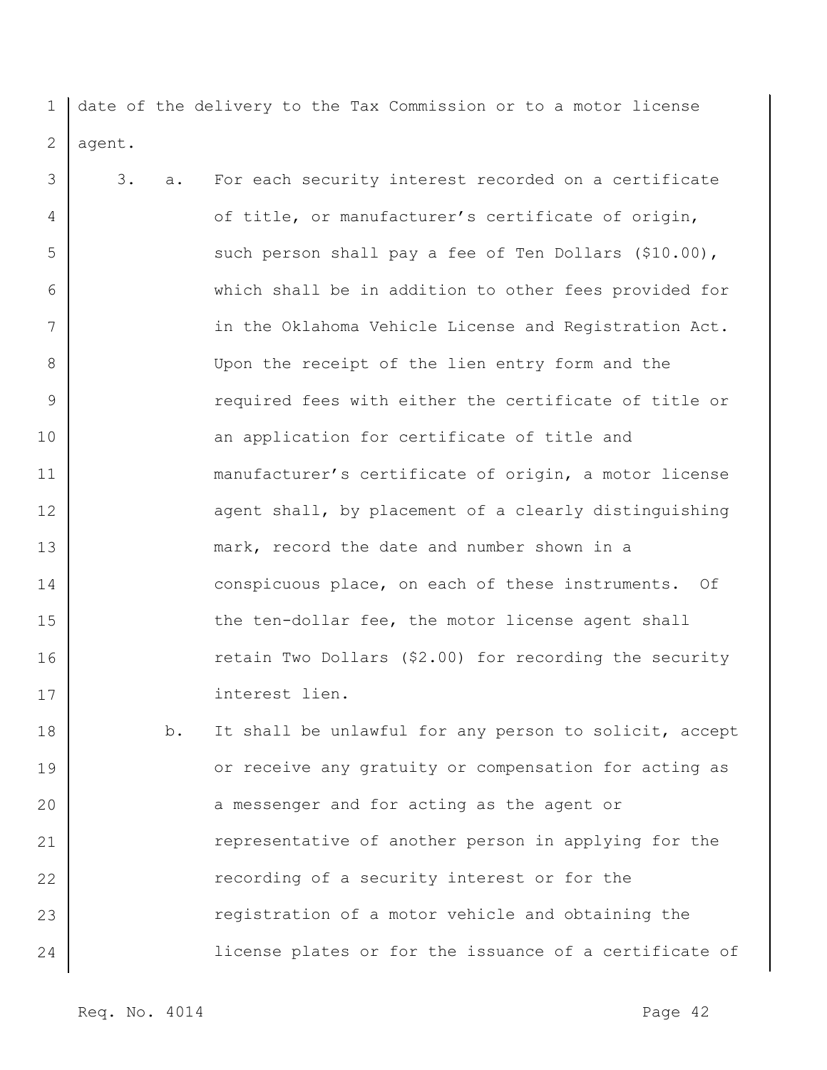date of the delivery to the Tax Commission or to a motor license agent.

3. a. For each security interest recorded on a certificate of title, or manufacturer's certificate of origin, such person shall pay a fee of Ten Dollars ($10.00), which shall be in addition to other fees provided for in the Oklahoma Vehicle License and Registration Act. Upon the receipt of the lien entry form and the required fees with either the certificate of title or an application for certificate of title and manufacturer's certificate of origin, a motor license agent shall, by placement of a clearly distinguishing mark, record the date and number shown in a conspicuous place, on each of these instruments. Of the ten-dollar fee, the motor license agent shall retain Two Dollars ($2.00) for recording the security interest lien.

   b. It shall be unlawful for any person to solicit, accept or receive any gratuity or compensation for acting as a messenger and for acting as the agent or representative of another person in applying for the recording of a security interest or for the registration of a motor vehicle and obtaining the license plates or for the issuance of a certificate of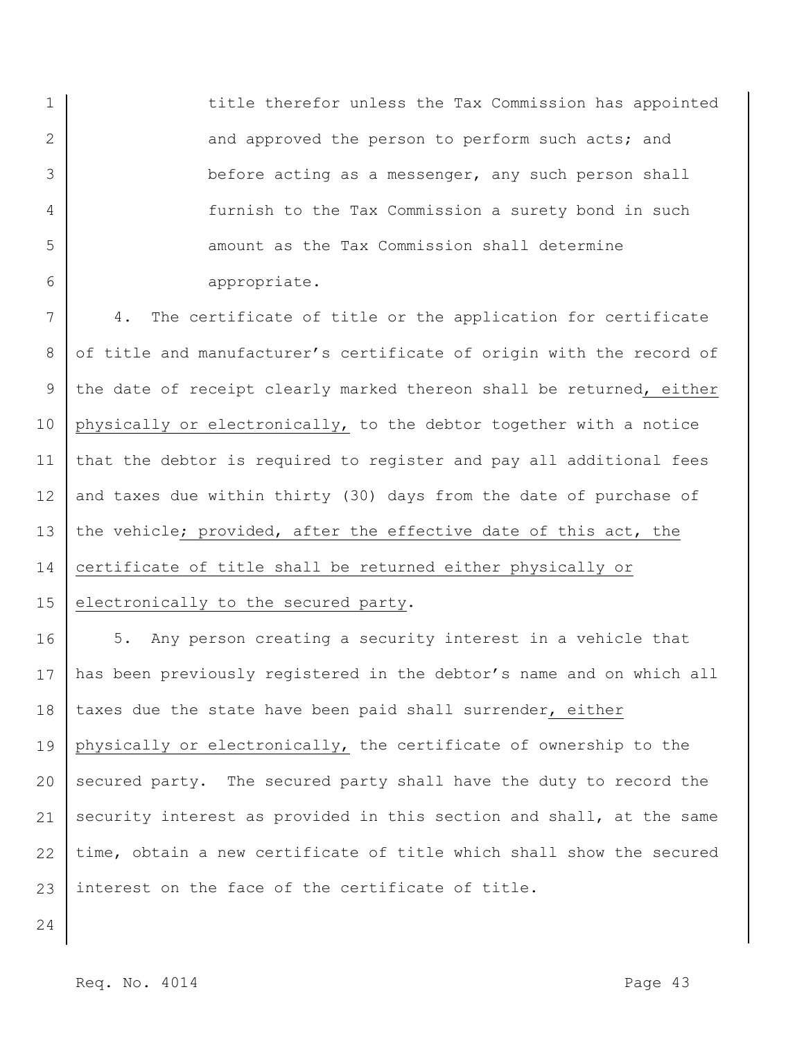title therefor unless the Tax Commission has appointed and approved the person to perform such acts; and before acting as a messenger, any such person shall furnish to the Tax Commission a surety bond in such amount as the Tax Commission shall determine appropriate.

4. The certificate of title or the application for certificate of title and manufacturer's certificate of origin with the record of the date of receipt clearly marked thereon shall be returned<u>, either physically or electronically,</u> to the debtor together with a notice that the debtor is required to register and pay all additional fees and taxes due within thirty (30) days from the date of purchase of the vehicle<u>; provided, after the effective date of this act, the certificate of title shall be returned either physically or electronically to the secured party</u>.

5. Any person creating a security interest in a vehicle that has been previously registered in the debtor's name and on which all taxes due the state have been paid shall surrender<u>, either physically or electronically,</u> the certificate of ownership to the secured party. The secured party shall have the duty to record the security interest as provided in this section and shall, at the same time, obtain a new certificate of title which shall show the secured interest on the face of the certificate of title.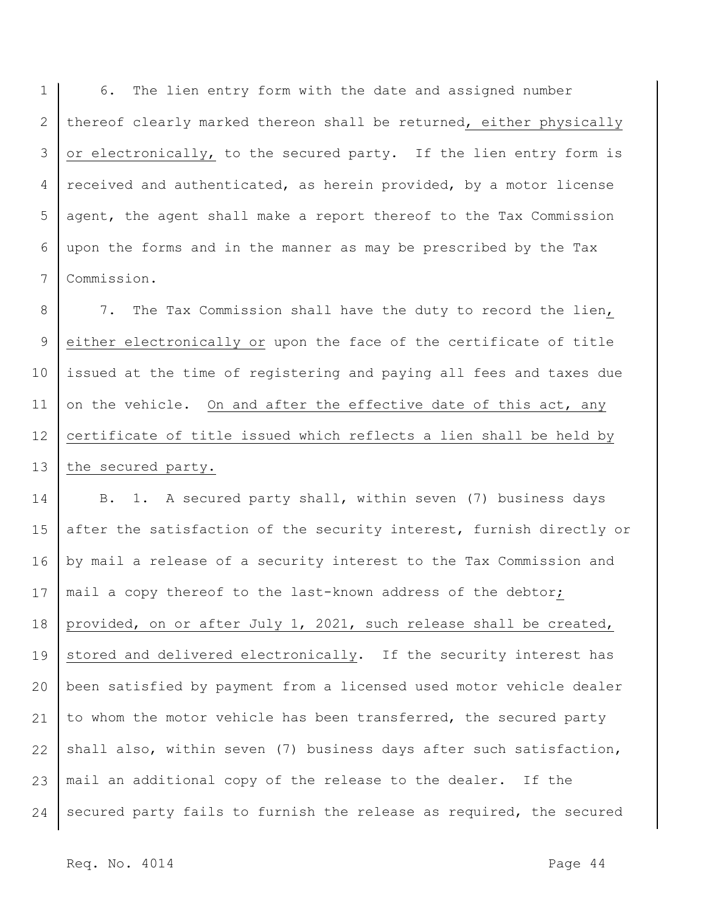6. The lien entry form with the date and assigned number thereof clearly marked thereon shall be returned, either physically or electronically, to the secured party. If the lien entry form is received and authenticated, as herein provided, by a motor license agent, the agent shall make a report thereof to the Tax Commission upon the forms and in the manner as may be prescribed by the Tax Commission.

7. The Tax Commission shall have the duty to record the lien, either electronically or upon the face of the certificate of title issued at the time of registering and paying all fees and taxes due on the vehicle. On and after the effective date of this act, any certificate of title issued which reflects a lien shall be held by the secured party.

B. 1. A secured party shall, within seven (7) business days after the satisfaction of the security interest, furnish directly or by mail a release of a security interest to the Tax Commission and mail a copy thereof to the last-known address of the debtor; provided, on or after July 1, 2021, such release shall be created, stored and delivered electronically. If the security interest has been satisfied by payment from a licensed used motor vehicle dealer to whom the motor vehicle has been transferred, the secured party shall also, within seven (7) business days after such satisfaction, mail an additional copy of the release to the dealer. If the secured party fails to furnish the release as required, the secured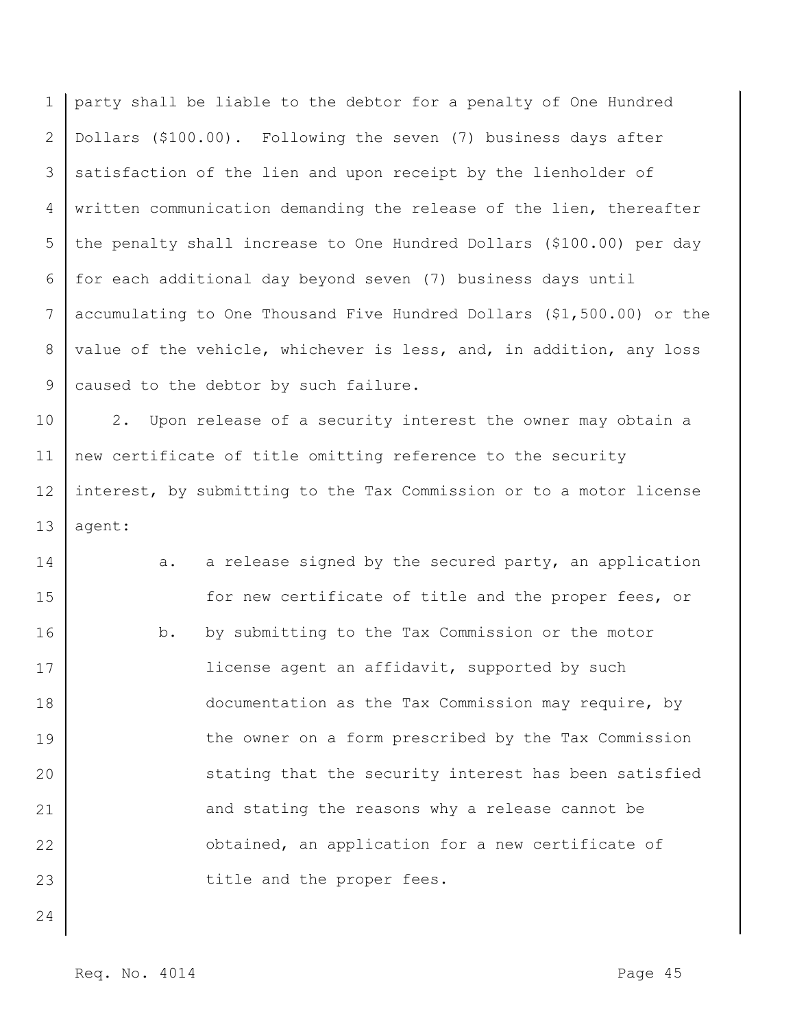party shall be liable to the debtor for a penalty of One Hundred Dollars ($100.00). Following the seven (7) business days after satisfaction of the lien and upon receipt by the lienholder of written communication demanding the release of the lien, thereafter the penalty shall increase to One Hundred Dollars ($100.00) per day for each additional day beyond seven (7) business days until accumulating to One Thousand Five Hundred Dollars ($1,500.00) or the value of the vehicle, whichever is less, and, in addition, any loss caused to the debtor by such failure.

2. Upon release of a security interest the owner may obtain a new certificate of title omitting reference to the security interest, by submitting to the Tax Commission or to a motor license agent:

a. a release signed by the secured party, an application for new certificate of title and the proper fees, or

b. by submitting to the Tax Commission or the motor license agent an affidavit, supported by such documentation as the Tax Commission may require, by the owner on a form prescribed by the Tax Commission stating that the security interest has been satisfied and stating the reasons why a release cannot be obtained, an application for a new certificate of title and the proper fees.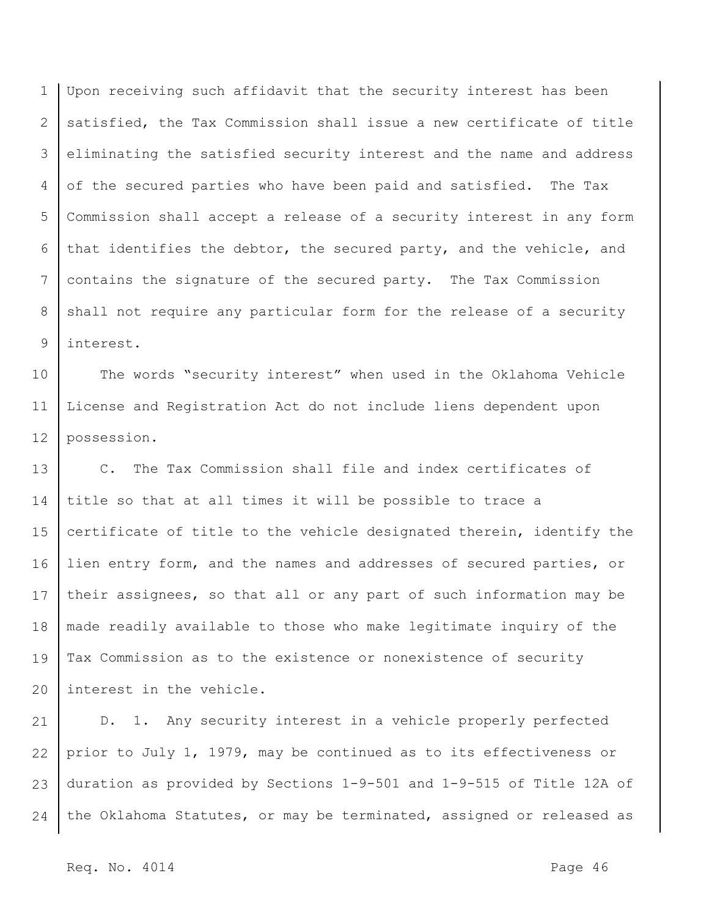Upon receiving such affidavit that the security interest has been satisfied, the Tax Commission shall issue a new certificate of title eliminating the satisfied security interest and the name and address of the secured parties who have been paid and satisfied. The Tax Commission shall accept a release of a security interest in any form that identifies the debtor, the secured party, and the vehicle, and contains the signature of the secured party. The Tax Commission shall not require any particular form for the release of a security interest.

The words "security interest" when used in the Oklahoma Vehicle License and Registration Act do not include liens dependent upon possession.

C. The Tax Commission shall file and index certificates of title so that at all times it will be possible to trace a certificate of title to the vehicle designated therein, identify the lien entry form, and the names and addresses of secured parties, or their assignees, so that all or any part of such information may be made readily available to those who make legitimate inquiry of the Tax Commission as to the existence or nonexistence of security interest in the vehicle.

D. 1. Any security interest in a vehicle properly perfected prior to July 1, 1979, may be continued as to its effectiveness or duration as provided by Sections 1-9-501 and 1-9-515 of Title 12A of the Oklahoma Statutes, or may be terminated, assigned or released as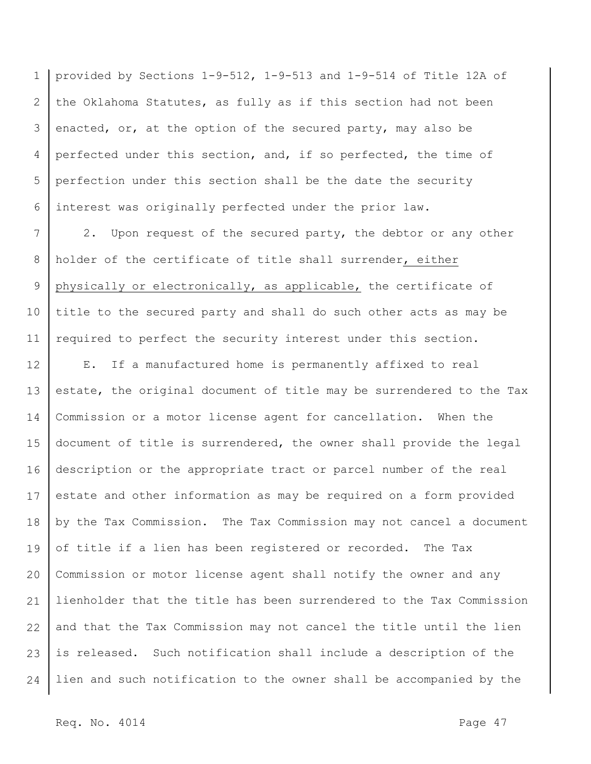provided by Sections 1-9-512, 1-9-513 and 1-9-514 of Title 12A of the Oklahoma Statutes, as fully as if this section had not been enacted, or, at the option of the secured party, may also be perfected under this section, and, if so perfected, the time of perfection under this section shall be the date the security interest was originally perfected under the prior law.

2. Upon request of the secured party, the debtor or any other holder of the certificate of title shall surrender, either physically or electronically, as applicable, the certificate of title to the secured party and shall do such other acts as may be required to perfect the security interest under this section.

E. If a manufactured home is permanently affixed to real estate, the original document of title may be surrendered to the Tax Commission or a motor license agent for cancellation. When the document of title is surrendered, the owner shall provide the legal description or the appropriate tract or parcel number of the real estate and other information as may be required on a form provided by the Tax Commission. The Tax Commission may not cancel a document of title if a lien has been registered or recorded. The Tax Commission or motor license agent shall notify the owner and any lienholder that the title has been surrendered to the Tax Commission and that the Tax Commission may not cancel the title until the lien is released. Such notification shall include a description of the lien and such notification to the owner shall be accompanied by the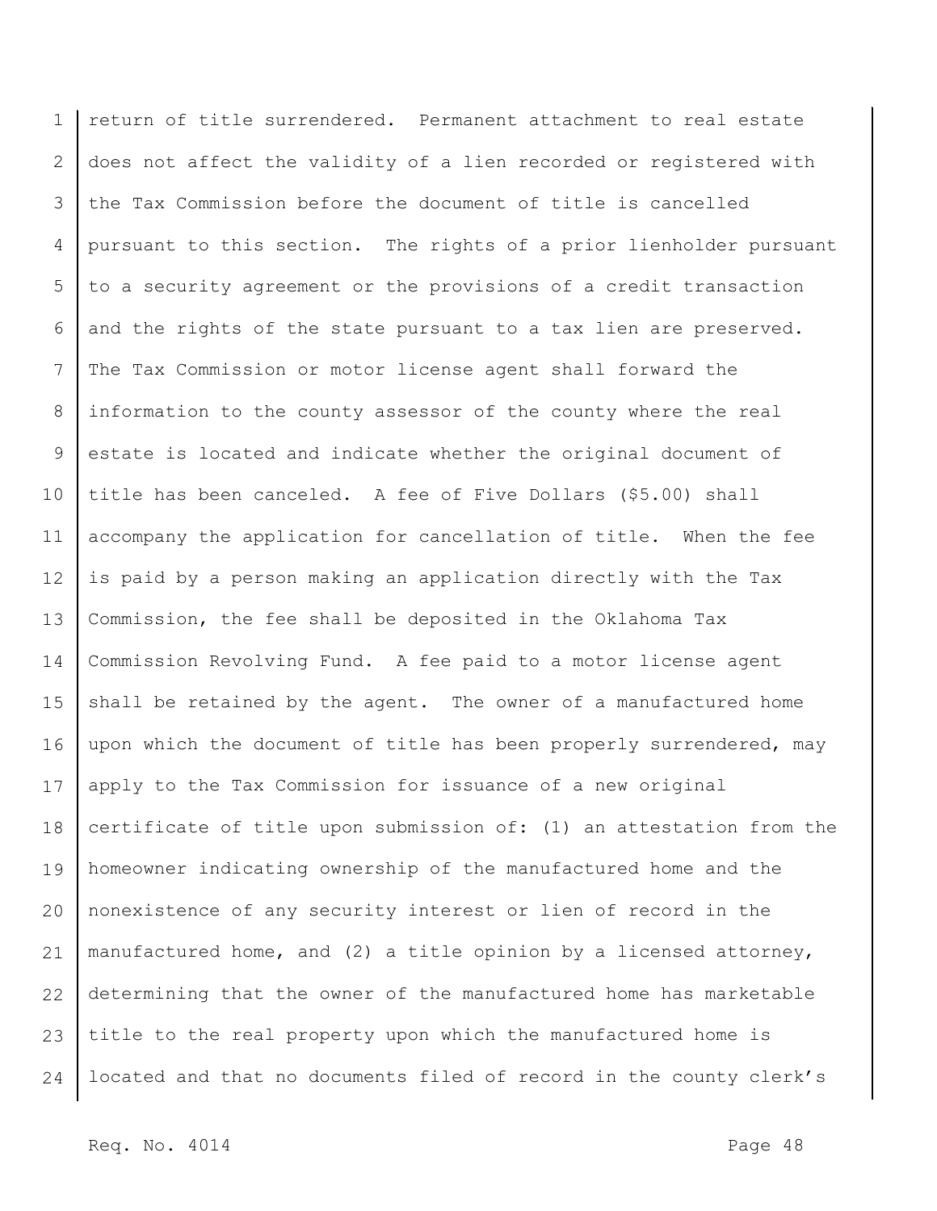return of title surrendered. Permanent attachment to real estate does not affect the validity of a lien recorded or registered with the Tax Commission before the document of title is cancelled pursuant to this section. The rights of a prior lienholder pursuant to a security agreement or the provisions of a credit transaction and the rights of the state pursuant to a tax lien are preserved. The Tax Commission or motor license agent shall forward the information to the county assessor of the county where the real estate is located and indicate whether the original document of title has been canceled. A fee of Five Dollars ($5.00) shall accompany the application for cancellation of title. When the fee is paid by a person making an application directly with the Tax Commission, the fee shall be deposited in the Oklahoma Tax Commission Revolving Fund. A fee paid to a motor license agent shall be retained by the agent. The owner of a manufactured home upon which the document of title has been properly surrendered, may apply to the Tax Commission for issuance of a new original certificate of title upon submission of: (1) an attestation from the homeowner indicating ownership of the manufactured home and the nonexistence of any security interest or lien of record in the manufactured home, and (2) a title opinion by a licensed attorney, determining that the owner of the manufactured home has marketable title to the real property upon which the manufactured home is located and that no documents filed of record in the county clerk's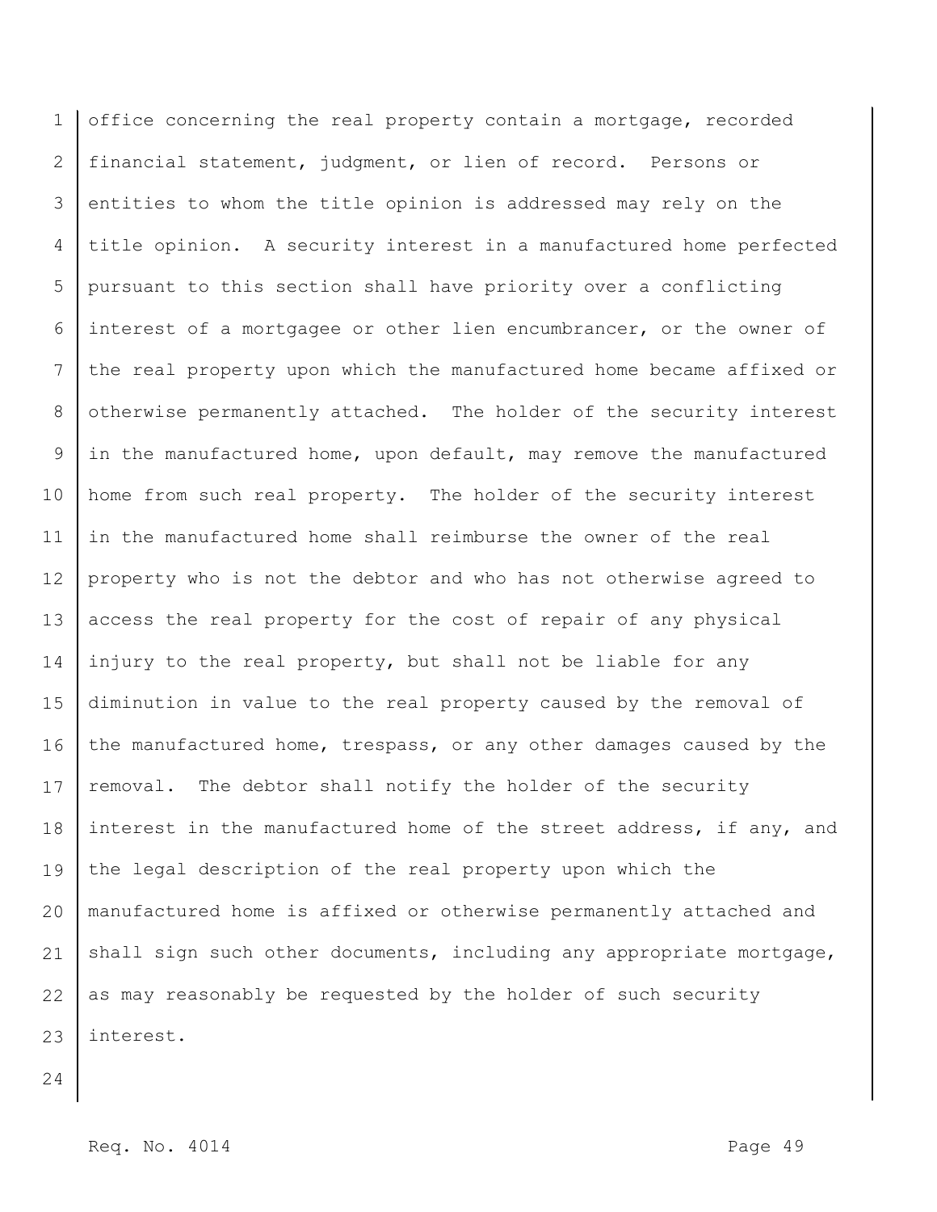office concerning the real property contain a mortgage, recorded financial statement, judgment, or lien of record. Persons or entities to whom the title opinion is addressed may rely on the title opinion. A security interest in a manufactured home perfected pursuant to this section shall have priority over a conflicting interest of a mortgagee or other lien encumbrancer, or the owner of the real property upon which the manufactured home became affixed or otherwise permanently attached. The holder of the security interest in the manufactured home, upon default, may remove the manufactured home from such real property. The holder of the security interest in the manufactured home shall reimburse the owner of the real property who is not the debtor and who has not otherwise agreed to access the real property for the cost of repair of any physical injury to the real property, but shall not be liable for any diminution in value to the real property caused by the removal of the manufactured home, trespass, or any other damages caused by the removal. The debtor shall notify the holder of the security interest in the manufactured home of the street address, if any, and the legal description of the real property upon which the manufactured home is affixed or otherwise permanently attached and shall sign such other documents, including any appropriate mortgage, as may reasonably be requested by the holder of such security interest.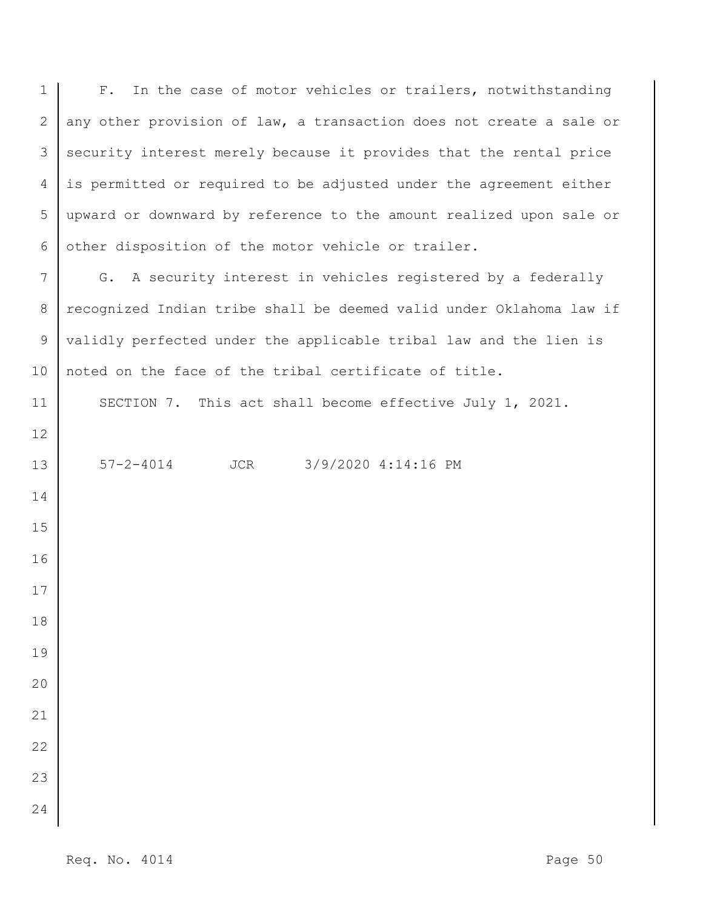F. In the case of motor vehicles or trailers, notwithstanding any other provision of law, a transaction does not create a sale or security interest merely because it provides that the rental price is permitted or required to be adjusted under the agreement either upward or downward by reference to the amount realized upon sale or other disposition of the motor vehicle or trailer.

G. A security interest in vehicles registered by a federally recognized Indian tribe shall be deemed valid under Oklahoma law if validly perfected under the applicable tribal law and the lien is noted on the face of the tribal certificate of title.

SECTION 7. This act shall become effective July 1, 2021.

57-2-4014 JCR 3/9/2020 4:14:16 PM